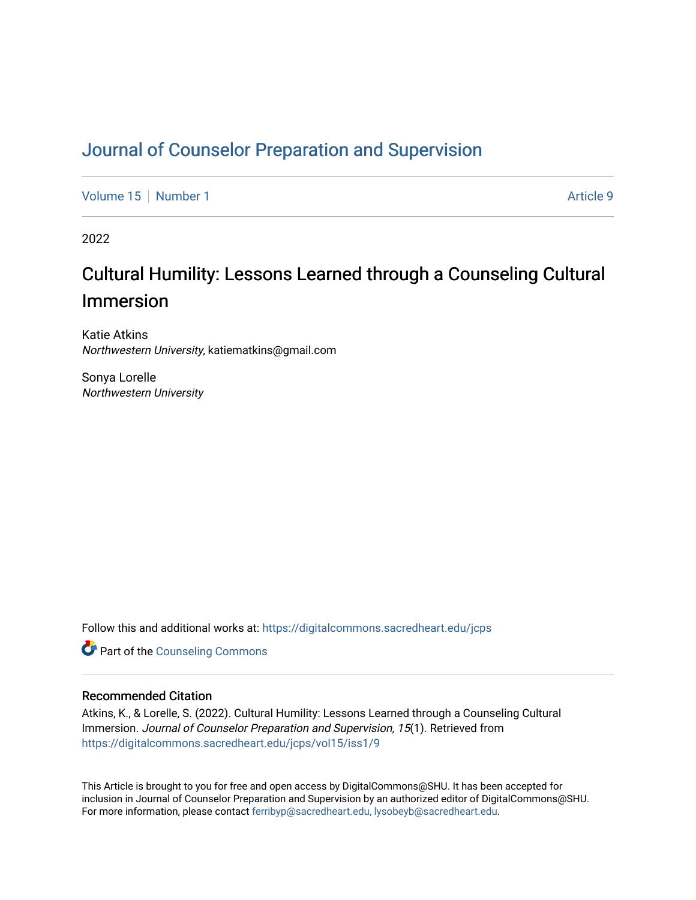# Journal of Counselor Preparation and Supervision

Volume 15 | Number 1 Article 9

2022

## Cultural Humility: Lessons Learned through a Counseling Cultural Immersion

Katie Atkins
*Northwestern University*, katiematkins@gmail.com

Sonya Lorelle
*Northwestern University*

Follow this and additional works at: https://digitalcommons.sacredheart.edu/jcps

Part of the Counseling Commons

### Recommended Citation

Atkins, K., & Lorelle, S. (2022). Cultural Humility: Lessons Learned through a Counseling Cultural Immersion. *Journal of Counselor Preparation and Supervision, 15*(1). Retrieved from https://digitalcommons.sacredheart.edu/jcps/vol15/iss1/9

This Article is brought to you for free and open access by DigitalCommons@SHU. It has been accepted for inclusion in Journal of Counselor Preparation and Supervision by an authorized editor of DigitalCommons@SHU. For more information, please contact ferribyp@sacredheart.edu, lysobeyb@sacredheart.edu.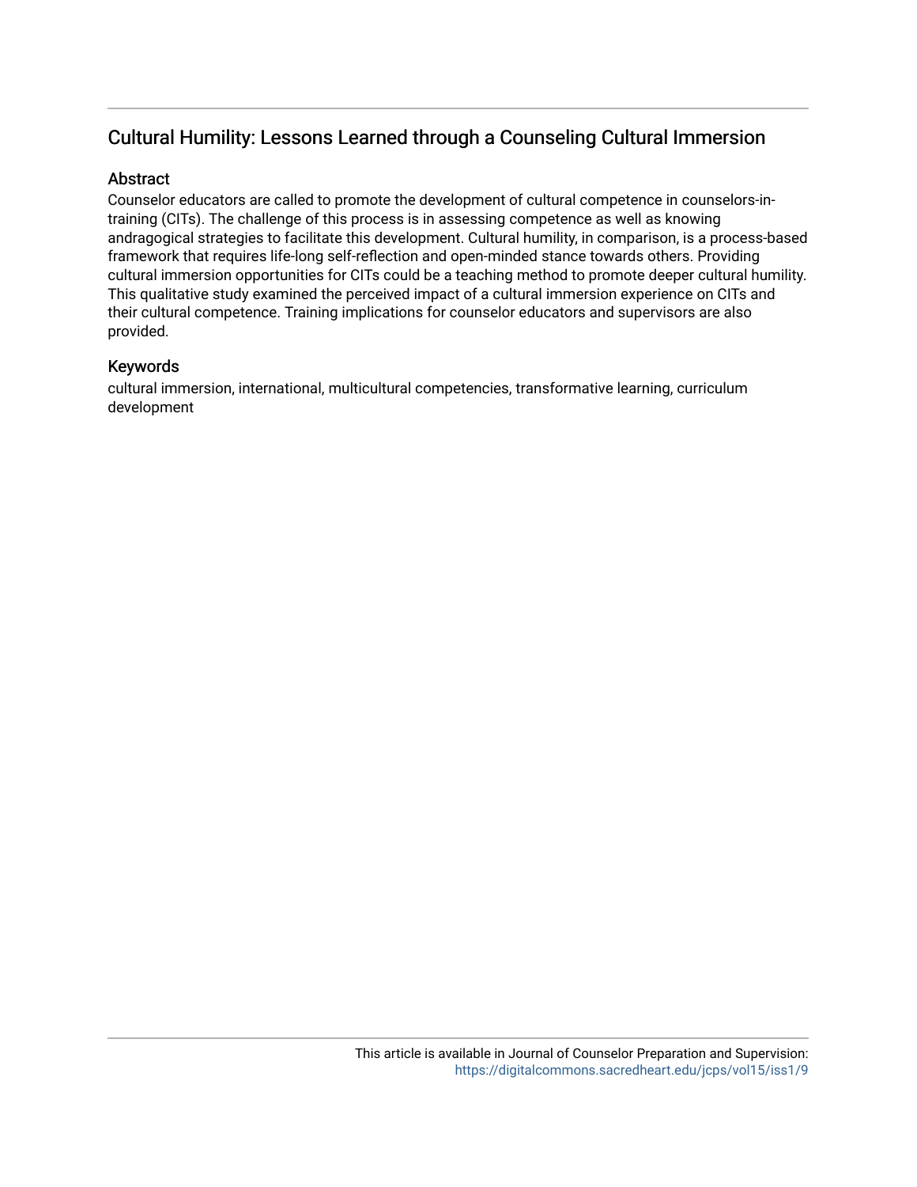## Cultural Humility: Lessons Learned through a Counseling Cultural Immersion

### Abstract

Counselor educators are called to promote the development of cultural competence in counselors-in-training (CITs). The challenge of this process is in assessing competence as well as knowing andragogical strategies to facilitate this development. Cultural humility, in comparison, is a process-based framework that requires life-long self-reflection and open-minded stance towards others. Providing cultural immersion opportunities for CITs could be a teaching method to promote deeper cultural humility. This qualitative study examined the perceived impact of a cultural immersion experience on CITs and their cultural competence. Training implications for counselor educators and supervisors are also provided.

### Keywords

cultural immersion, international, multicultural competencies, transformative learning, curriculum development

This article is available in Journal of Counselor Preparation and Supervision: https://digitalcommons.sacredheart.edu/jcps/vol15/iss1/9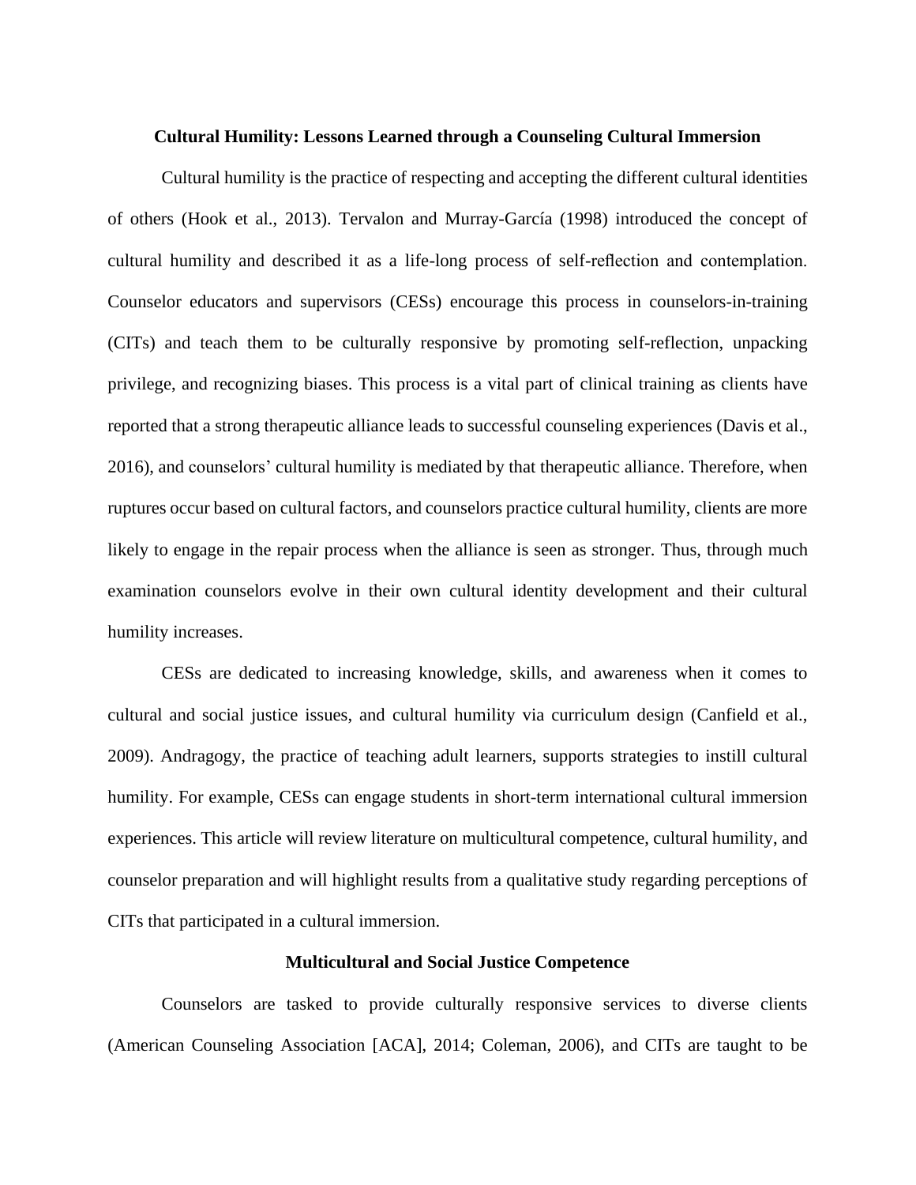# Cultural Humility: Lessons Learned through a Counseling Cultural Immersion

Cultural humility is the practice of respecting and accepting the different cultural identities of others (Hook et al., 2013). Tervalon and Murray-García (1998) introduced the concept of cultural humility and described it as a life-long process of self-reflection and contemplation. Counselor educators and supervisors (CESs) encourage this process in counselors-in-training (CITs) and teach them to be culturally responsive by promoting self-reflection, unpacking privilege, and recognizing biases. This process is a vital part of clinical training as clients have reported that a strong therapeutic alliance leads to successful counseling experiences (Davis et al., 2016), and counselors' cultural humility is mediated by that therapeutic alliance. Therefore, when ruptures occur based on cultural factors, and counselors practice cultural humility, clients are more likely to engage in the repair process when the alliance is seen as stronger. Thus, through much examination counselors evolve in their own cultural identity development and their cultural humility increases.

CESs are dedicated to increasing knowledge, skills, and awareness when it comes to cultural and social justice issues, and cultural humility via curriculum design (Canfield et al., 2009). Andragogy, the practice of teaching adult learners, supports strategies to instill cultural humility. For example, CESs can engage students in short-term international cultural immersion experiences. This article will review literature on multicultural competence, cultural humility, and counselor preparation and will highlight results from a qualitative study regarding perceptions of CITs that participated in a cultural immersion.

## Multicultural and Social Justice Competence

Counselors are tasked to provide culturally responsive services to diverse clients (American Counseling Association [ACA], 2014; Coleman, 2006), and CITs are taught to be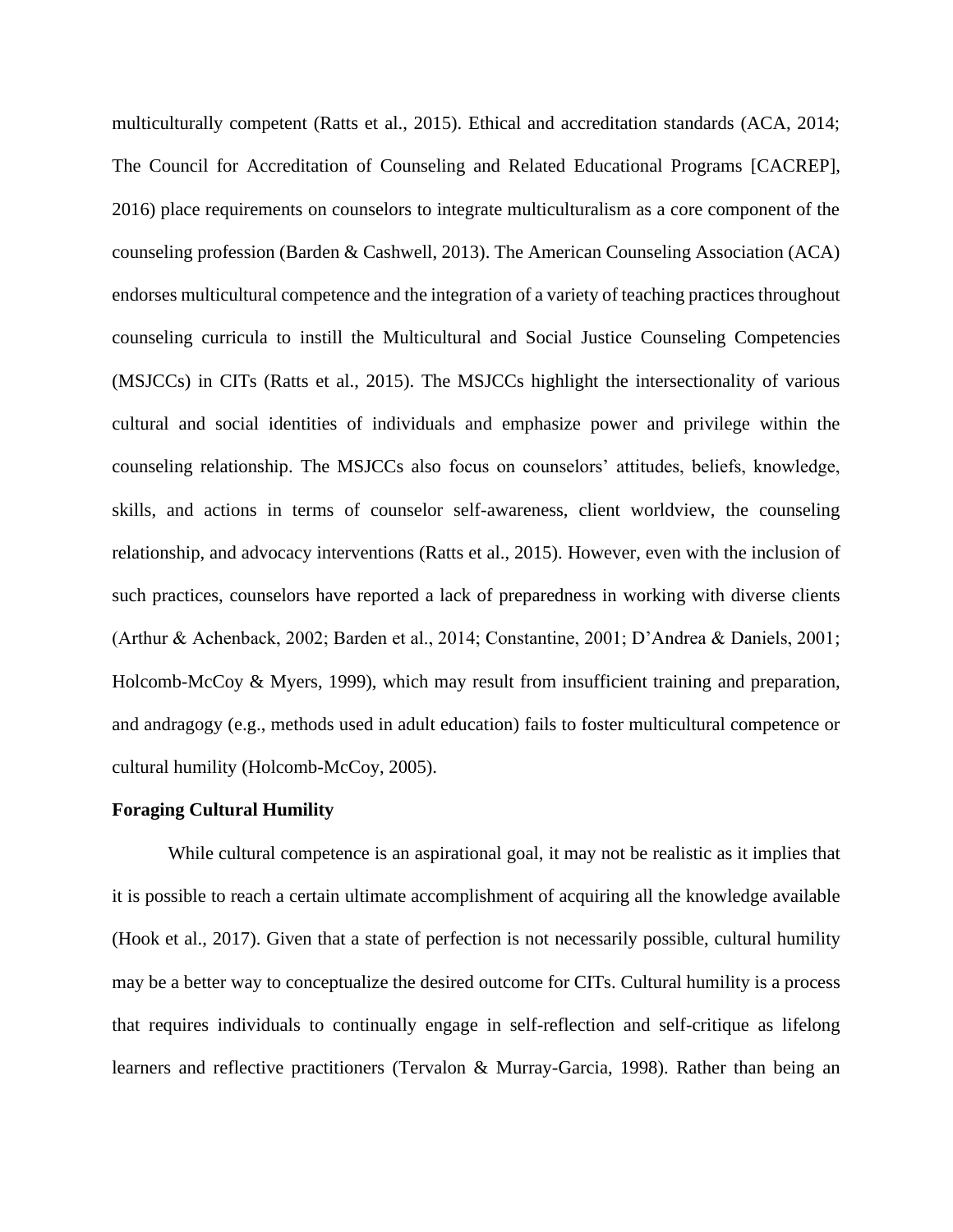multiculturally competent (Ratts et al., 2015). Ethical and accreditation standards (ACA, 2014; The Council for Accreditation of Counseling and Related Educational Programs [CACREP], 2016) place requirements on counselors to integrate multiculturalism as a core component of the counseling profession (Barden & Cashwell, 2013). The American Counseling Association (ACA) endorses multicultural competence and the integration of a variety of teaching practices throughout counseling curricula to instill the Multicultural and Social Justice Counseling Competencies (MSJCCs) in CITs (Ratts et al., 2015). The MSJCCs highlight the intersectionality of various cultural and social identities of individuals and emphasize power and privilege within the counseling relationship. The MSJCCs also focus on counselors' attitudes, beliefs, knowledge, skills, and actions in terms of counselor self-awareness, client worldview, the counseling relationship, and advocacy interventions (Ratts et al., 2015). However, even with the inclusion of such practices, counselors have reported a lack of preparedness in working with diverse clients (Arthur & Achenback, 2002; Barden et al., 2014; Constantine, 2001; D'Andrea & Daniels, 2001; Holcomb-McCoy & Myers, 1999), which may result from insufficient training and preparation, and andragogy (e.g., methods used in adult education) fails to foster multicultural competence or cultural humility (Holcomb-McCoy, 2005).

**Foraging Cultural Humility**

While cultural competence is an aspirational goal, it may not be realistic as it implies that it is possible to reach a certain ultimate accomplishment of acquiring all the knowledge available (Hook et al., 2017). Given that a state of perfection is not necessarily possible, cultural humility may be a better way to conceptualize the desired outcome for CITs. Cultural humility is a process that requires individuals to continually engage in self-reflection and self-critique as lifelong learners and reflective practitioners (Tervalon & Murray-Garcia, 1998). Rather than being an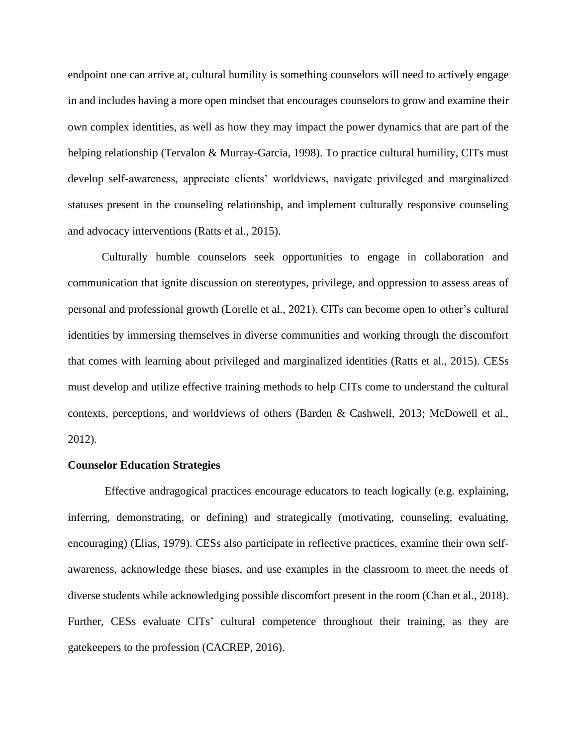endpoint one can arrive at, cultural humility is something counselors will need to actively engage in and includes having a more open mindset that encourages counselors to grow and examine their own complex identities, as well as how they may impact the power dynamics that are part of the helping relationship (Tervalon & Murray-Garcia, 1998). To practice cultural humility, CITs must develop self-awareness, appreciate clients' worldviews, navigate privileged and marginalized statuses present in the counseling relationship, and implement culturally responsive counseling and advocacy interventions (Ratts et al., 2015).

Culturally humble counselors seek opportunities to engage in collaboration and communication that ignite discussion on stereotypes, privilege, and oppression to assess areas of personal and professional growth (Lorelle et al., 2021). CITs can become open to other's cultural identities by immersing themselves in diverse communities and working through the discomfort that comes with learning about privileged and marginalized identities (Ratts et al., 2015). CESs must develop and utilize effective training methods to help CITs come to understand the cultural contexts, perceptions, and worldviews of others (Barden & Cashwell, 2013; McDowell et al., 2012).

**Counselor Education Strategies**

Effective andragogical practices encourage educators to teach logically (e.g. explaining, inferring, demonstrating, or defining) and strategically (motivating, counseling, evaluating, encouraging) (Elias, 1979). CESs also participate in reflective practices, examine their own self-awareness, acknowledge these biases, and use examples in the classroom to meet the needs of diverse students while acknowledging possible discomfort present in the room (Chan et al., 2018). Further, CESs evaluate CITs' cultural competence throughout their training, as they are gatekeepers to the profession (CACREP, 2016).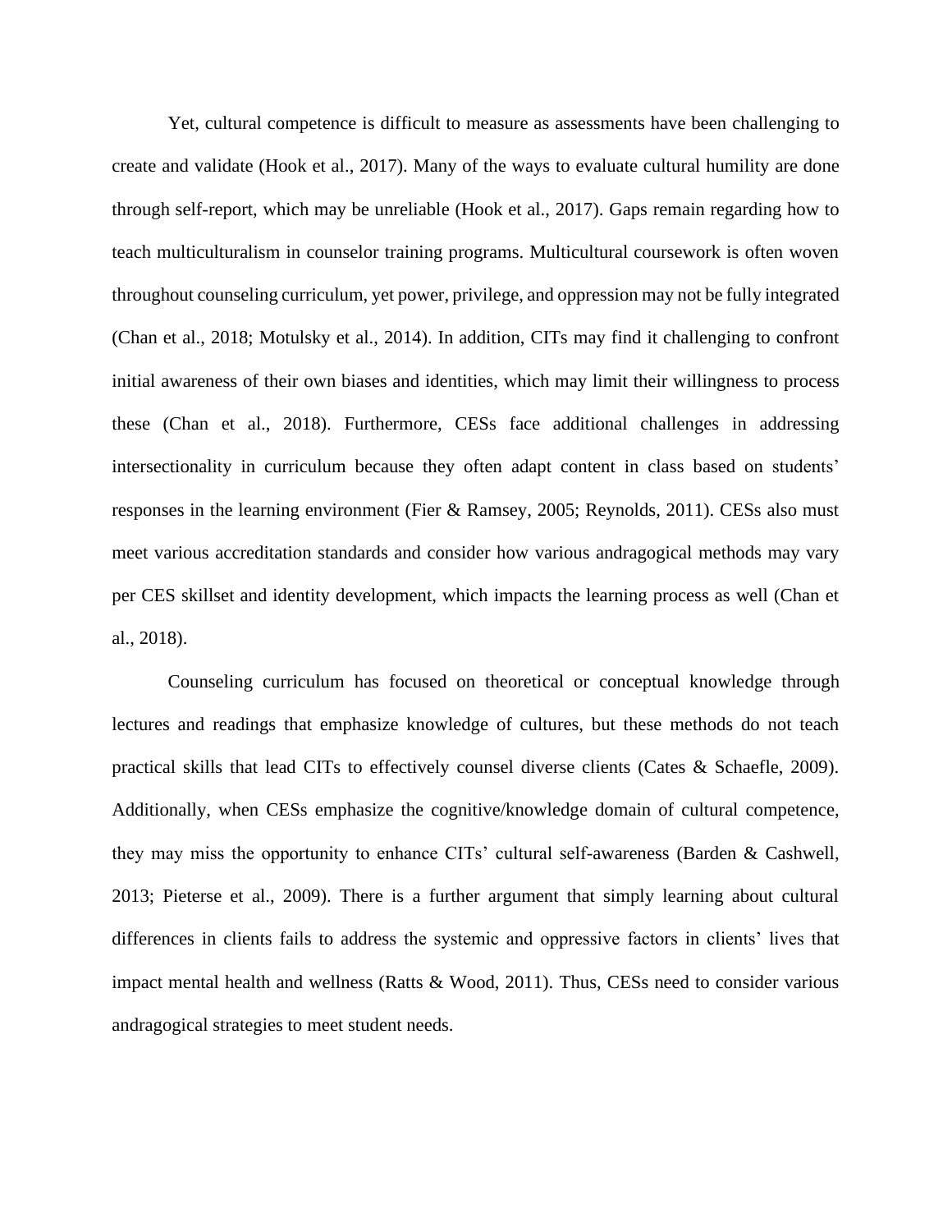Yet, cultural competence is difficult to measure as assessments have been challenging to create and validate (Hook et al., 2017). Many of the ways to evaluate cultural humility are done through self-report, which may be unreliable (Hook et al., 2017). Gaps remain regarding how to teach multiculturalism in counselor training programs. Multicultural coursework is often woven throughout counseling curriculum, yet power, privilege, and oppression may not be fully integrated (Chan et al., 2018; Motulsky et al., 2014). In addition, CITs may find it challenging to confront initial awareness of their own biases and identities, which may limit their willingness to process these (Chan et al., 2018). Furthermore, CESs face additional challenges in addressing intersectionality in curriculum because they often adapt content in class based on students' responses in the learning environment (Fier & Ramsey, 2005; Reynolds, 2011). CESs also must meet various accreditation standards and consider how various andragogical methods may vary per CES skillset and identity development, which impacts the learning process as well (Chan et al., 2018).

Counseling curriculum has focused on theoretical or conceptual knowledge through lectures and readings that emphasize knowledge of cultures, but these methods do not teach practical skills that lead CITs to effectively counsel diverse clients (Cates & Schaefle, 2009). Additionally, when CESs emphasize the cognitive/knowledge domain of cultural competence, they may miss the opportunity to enhance CITs' cultural self-awareness (Barden & Cashwell, 2013; Pieterse et al., 2009). There is a further argument that simply learning about cultural differences in clients fails to address the systemic and oppressive factors in clients' lives that impact mental health and wellness (Ratts & Wood, 2011). Thus, CESs need to consider various andragogical strategies to meet student needs.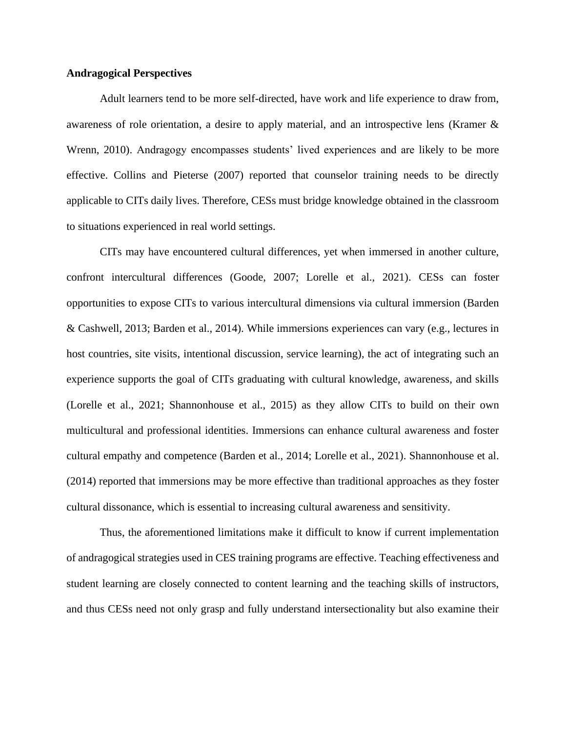**Andragogical Perspectives**

Adult learners tend to be more self-directed, have work and life experience to draw from, awareness of role orientation, a desire to apply material, and an introspective lens (Kramer & Wrenn, 2010). Andragogy encompasses students' lived experiences and are likely to be more effective. Collins and Pieterse (2007) reported that counselor training needs to be directly applicable to CITs daily lives. Therefore, CESs must bridge knowledge obtained in the classroom to situations experienced in real world settings.

CITs may have encountered cultural differences, yet when immersed in another culture, confront intercultural differences (Goode, 2007; Lorelle et al., 2021). CESs can foster opportunities to expose CITs to various intercultural dimensions via cultural immersion (Barden & Cashwell, 2013; Barden et al., 2014). While immersions experiences can vary (e.g., lectures in host countries, site visits, intentional discussion, service learning), the act of integrating such an experience supports the goal of CITs graduating with cultural knowledge, awareness, and skills (Lorelle et al., 2021; Shannonhouse et al., 2015) as they allow CITs to build on their own multicultural and professional identities. Immersions can enhance cultural awareness and foster cultural empathy and competence (Barden et al., 2014; Lorelle et al., 2021). Shannonhouse et al. (2014) reported that immersions may be more effective than traditional approaches as they foster cultural dissonance, which is essential to increasing cultural awareness and sensitivity.

Thus, the aforementioned limitations make it difficult to know if current implementation of andragogical strategies used in CES training programs are effective. Teaching effectiveness and student learning are closely connected to content learning and the teaching skills of instructors, and thus CESs need not only grasp and fully understand intersectionality but also examine their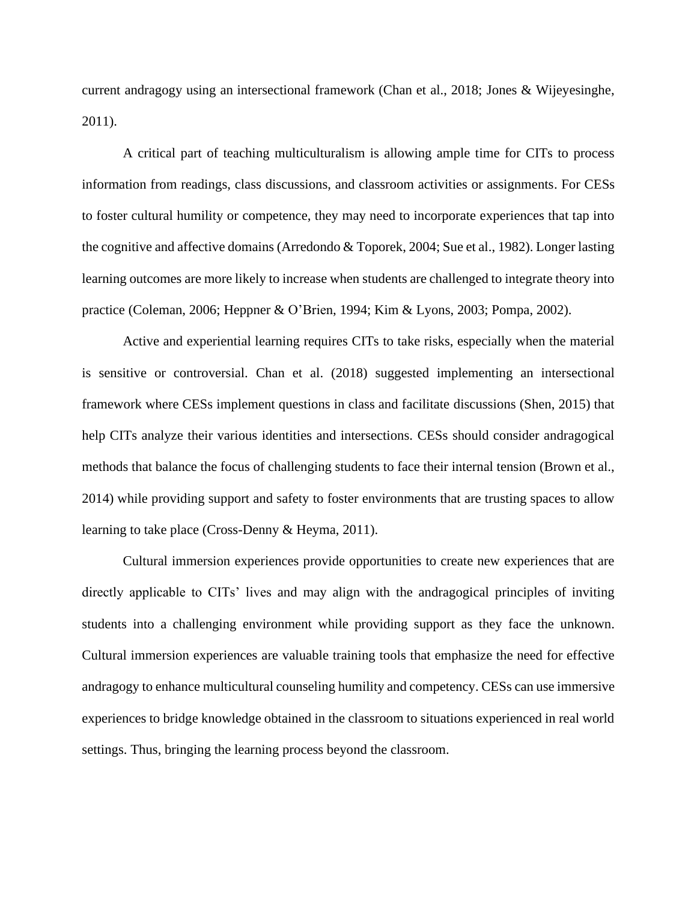current andragogy using an intersectional framework (Chan et al., 2018; Jones & Wijeyesinghe, 2011).

A critical part of teaching multiculturalism is allowing ample time for CITs to process information from readings, class discussions, and classroom activities or assignments. For CESs to foster cultural humility or competence, they may need to incorporate experiences that tap into the cognitive and affective domains (Arredondo & Toporek, 2004; Sue et al., 1982). Longer lasting learning outcomes are more likely to increase when students are challenged to integrate theory into practice (Coleman, 2006; Heppner & O'Brien, 1994; Kim & Lyons, 2003; Pompa, 2002).

Active and experiential learning requires CITs to take risks, especially when the material is sensitive or controversial. Chan et al. (2018) suggested implementing an intersectional framework where CESs implement questions in class and facilitate discussions (Shen, 2015) that help CITs analyze their various identities and intersections. CESs should consider andragogical methods that balance the focus of challenging students to face their internal tension (Brown et al., 2014) while providing support and safety to foster environments that are trusting spaces to allow learning to take place (Cross-Denny & Heyma, 2011).

Cultural immersion experiences provide opportunities to create new experiences that are directly applicable to CITs' lives and may align with the andragogical principles of inviting students into a challenging environment while providing support as they face the unknown. Cultural immersion experiences are valuable training tools that emphasize the need for effective andragogy to enhance multicultural counseling humility and competency. CESs can use immersive experiences to bridge knowledge obtained in the classroom to situations experienced in real world settings. Thus, bringing the learning process beyond the classroom.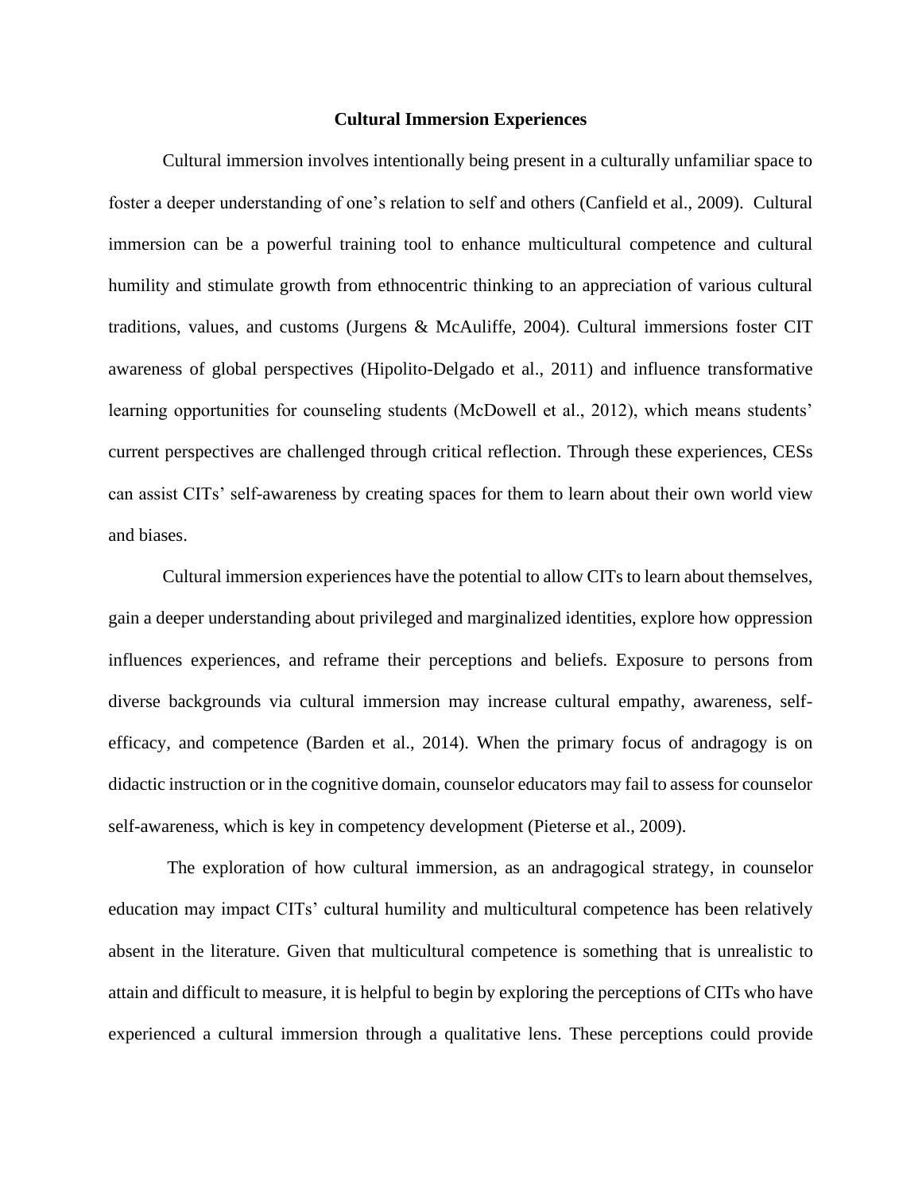## Cultural Immersion Experiences

Cultural immersion involves intentionally being present in a culturally unfamiliar space to foster a deeper understanding of one's relation to self and others (Canfield et al., 2009). Cultural immersion can be a powerful training tool to enhance multicultural competence and cultural humility and stimulate growth from ethnocentric thinking to an appreciation of various cultural traditions, values, and customs (Jurgens & McAuliffe, 2004). Cultural immersions foster CIT awareness of global perspectives (Hipolito-Delgado et al., 2011) and influence transformative learning opportunities for counseling students (McDowell et al., 2012), which means students' current perspectives are challenged through critical reflection. Through these experiences, CESs can assist CITs' self-awareness by creating spaces for them to learn about their own world view and biases.

Cultural immersion experiences have the potential to allow CITs to learn about themselves, gain a deeper understanding about privileged and marginalized identities, explore how oppression influences experiences, and reframe their perceptions and beliefs. Exposure to persons from diverse backgrounds via cultural immersion may increase cultural empathy, awareness, self-efficacy, and competence (Barden et al., 2014). When the primary focus of andragogy is on didactic instruction or in the cognitive domain, counselor educators may fail to assess for counselor self-awareness, which is key in competency development (Pieterse et al., 2009).

The exploration of how cultural immersion, as an andragogical strategy, in counselor education may impact CITs' cultural humility and multicultural competence has been relatively absent in the literature. Given that multicultural competence is something that is unrealistic to attain and difficult to measure, it is helpful to begin by exploring the perceptions of CITs who have experienced a cultural immersion through a qualitative lens. These perceptions could provide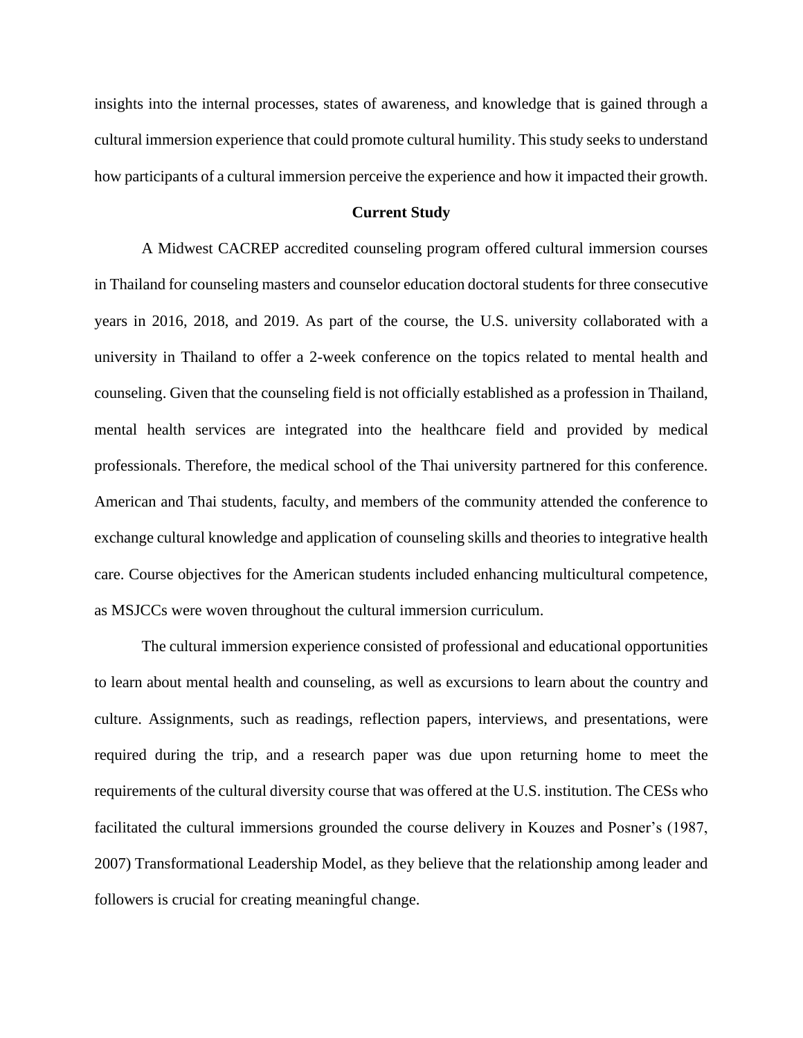insights into the internal processes, states of awareness, and knowledge that is gained through a cultural immersion experience that could promote cultural humility. This study seeks to understand how participants of a cultural immersion perceive the experience and how it impacted their growth.

## Current Study

A Midwest CACREP accredited counseling program offered cultural immersion courses in Thailand for counseling masters and counselor education doctoral students for three consecutive years in 2016, 2018, and 2019. As part of the course, the U.S. university collaborated with a university in Thailand to offer a 2-week conference on the topics related to mental health and counseling. Given that the counseling field is not officially established as a profession in Thailand, mental health services are integrated into the healthcare field and provided by medical professionals. Therefore, the medical school of the Thai university partnered for this conference. American and Thai students, faculty, and members of the community attended the conference to exchange cultural knowledge and application of counseling skills and theories to integrative health care. Course objectives for the American students included enhancing multicultural competence, as MSJCCs were woven throughout the cultural immersion curriculum.

The cultural immersion experience consisted of professional and educational opportunities to learn about mental health and counseling, as well as excursions to learn about the country and culture. Assignments, such as readings, reflection papers, interviews, and presentations, were required during the trip, and a research paper was due upon returning home to meet the requirements of the cultural diversity course that was offered at the U.S. institution. The CESs who facilitated the cultural immersions grounded the course delivery in Kouzes and Posner's (1987, 2007) Transformational Leadership Model, as they believe that the relationship among leader and followers is crucial for creating meaningful change.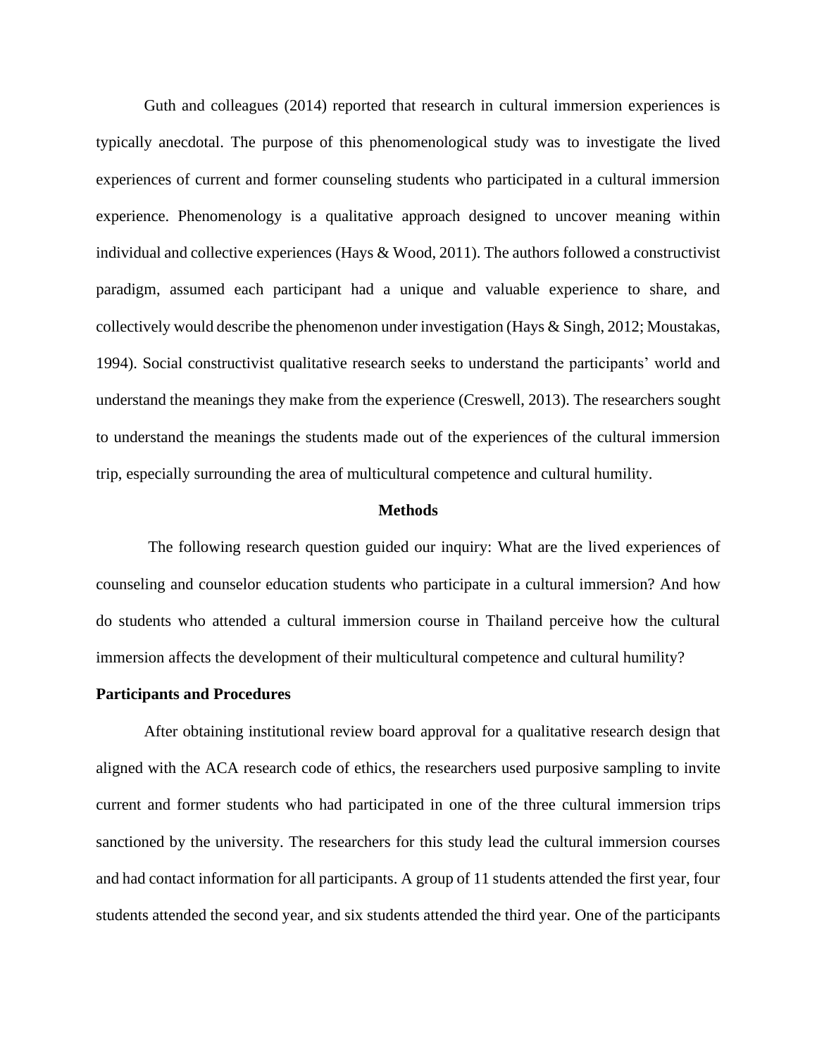Guth and colleagues (2014) reported that research in cultural immersion experiences is typically anecdotal. The purpose of this phenomenological study was to investigate the lived experiences of current and former counseling students who participated in a cultural immersion experience. Phenomenology is a qualitative approach designed to uncover meaning within individual and collective experiences (Hays & Wood, 2011). The authors followed a constructivist paradigm, assumed each participant had a unique and valuable experience to share, and collectively would describe the phenomenon under investigation (Hays & Singh, 2012; Moustakas, 1994). Social constructivist qualitative research seeks to understand the participants' world and understand the meanings they make from the experience (Creswell, 2013). The researchers sought to understand the meanings the students made out of the experiences of the cultural immersion trip, especially surrounding the area of multicultural competence and cultural humility.

## Methods

The following research question guided our inquiry: What are the lived experiences of counseling and counselor education students who participate in a cultural immersion? And how do students who attended a cultural immersion course in Thailand perceive how the cultural immersion affects the development of their multicultural competence and cultural humility?

### Participants and Procedures

After obtaining institutional review board approval for a qualitative research design that aligned with the ACA research code of ethics, the researchers used purposive sampling to invite current and former students who had participated in one of the three cultural immersion trips sanctioned by the university. The researchers for this study lead the cultural immersion courses and had contact information for all participants. A group of 11 students attended the first year, four students attended the second year, and six students attended the third year. One of the participants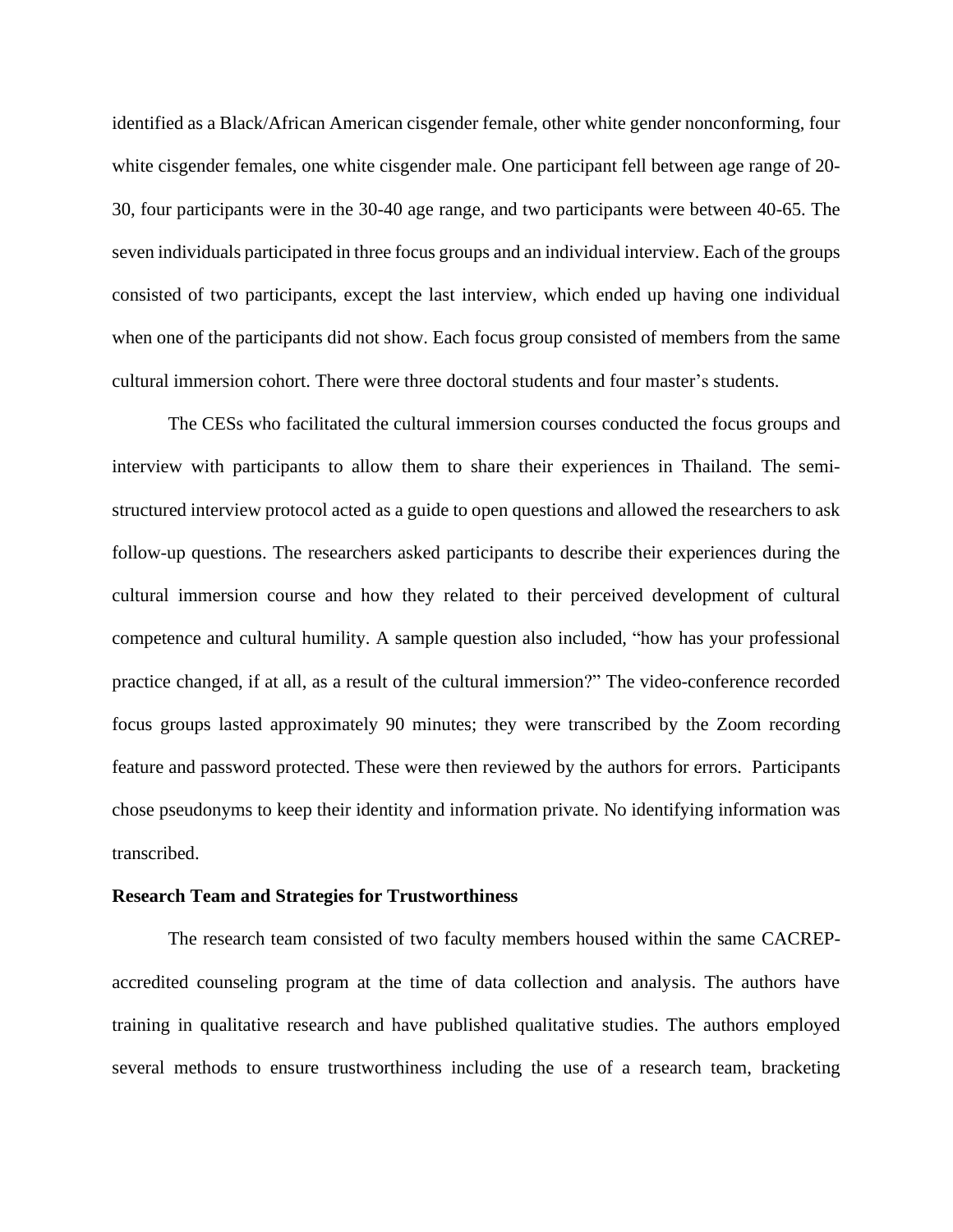identified as a Black/African American cisgender female, other white gender nonconforming, four white cisgender females, one white cisgender male. One participant fell between age range of 20-30, four participants were in the 30-40 age range, and two participants were between 40-65. The seven individuals participated in three focus groups and an individual interview. Each of the groups consisted of two participants, except the last interview, which ended up having one individual when one of the participants did not show. Each focus group consisted of members from the same cultural immersion cohort. There were three doctoral students and four master's students.

The CESs who facilitated the cultural immersion courses conducted the focus groups and interview with participants to allow them to share their experiences in Thailand. The semi-structured interview protocol acted as a guide to open questions and allowed the researchers to ask follow-up questions. The researchers asked participants to describe their experiences during the cultural immersion course and how they related to their perceived development of cultural competence and cultural humility. A sample question also included, "how has your professional practice changed, if at all, as a result of the cultural immersion?" The video-conference recorded focus groups lasted approximately 90 minutes; they were transcribed by the Zoom recording feature and password protected. These were then reviewed by the authors for errors. Participants chose pseudonyms to keep their identity and information private. No identifying information was transcribed.

**Research Team and Strategies for Trustworthiness**

The research team consisted of two faculty members housed within the same CACREP-accredited counseling program at the time of data collection and analysis. The authors have training in qualitative research and have published qualitative studies. The authors employed several methods to ensure trustworthiness including the use of a research team, bracketing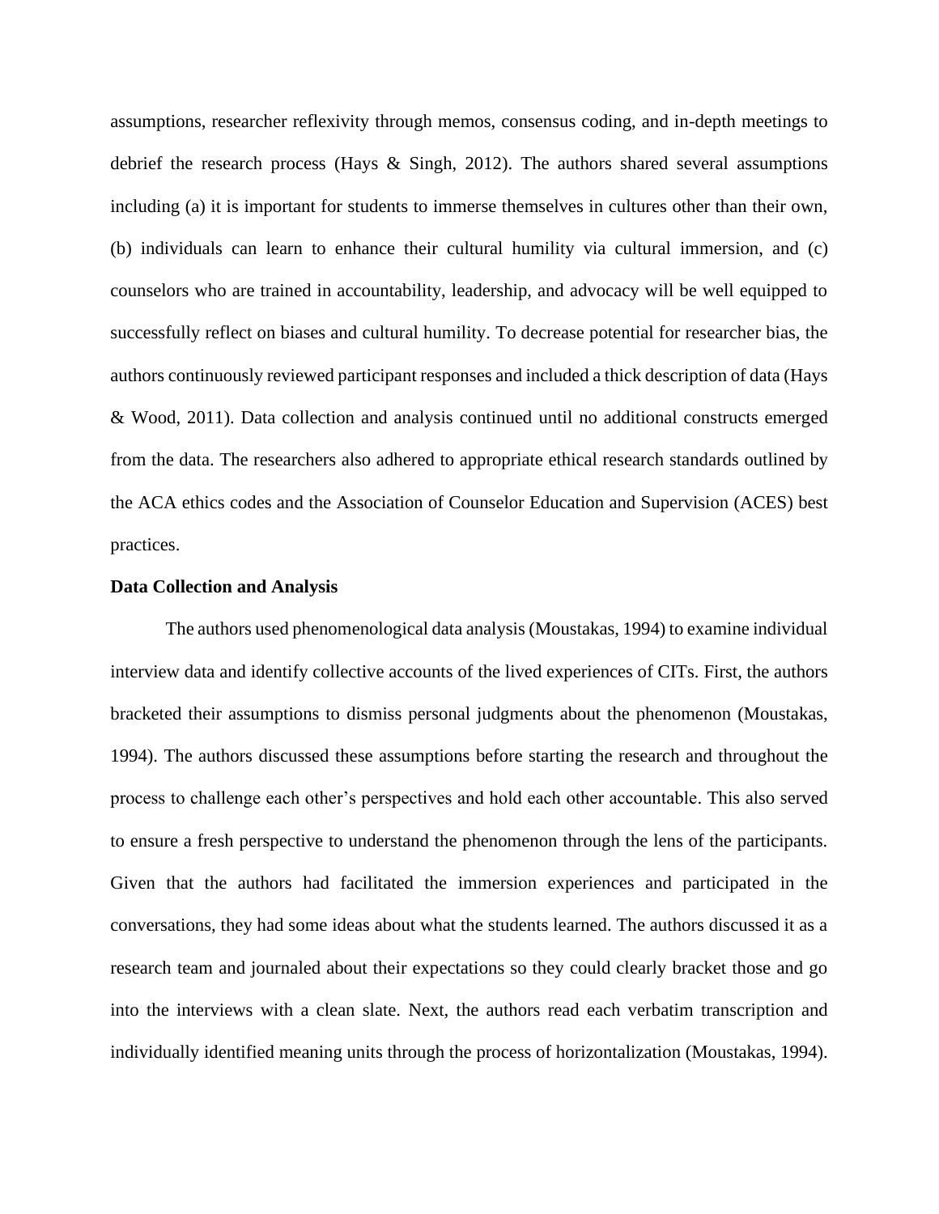assumptions, researcher reflexivity through memos, consensus coding, and in-depth meetings to debrief the research process (Hays & Singh, 2012). The authors shared several assumptions including (a) it is important for students to immerse themselves in cultures other than their own, (b) individuals can learn to enhance their cultural humility via cultural immersion, and (c) counselors who are trained in accountability, leadership, and advocacy will be well equipped to successfully reflect on biases and cultural humility. To decrease potential for researcher bias, the authors continuously reviewed participant responses and included a thick description of data (Hays & Wood, 2011). Data collection and analysis continued until no additional constructs emerged from the data. The researchers also adhered to appropriate ethical research standards outlined by the ACA ethics codes and the Association of Counselor Education and Supervision (ACES) best practices.

**Data Collection and Analysis**

The authors used phenomenological data analysis (Moustakas, 1994) to examine individual interview data and identify collective accounts of the lived experiences of CITs. First, the authors bracketed their assumptions to dismiss personal judgments about the phenomenon (Moustakas, 1994). The authors discussed these assumptions before starting the research and throughout the process to challenge each other's perspectives and hold each other accountable. This also served to ensure a fresh perspective to understand the phenomenon through the lens of the participants. Given that the authors had facilitated the immersion experiences and participated in the conversations, they had some ideas about what the students learned. The authors discussed it as a research team and journaled about their expectations so they could clearly bracket those and go into the interviews with a clean slate. Next, the authors read each verbatim transcription and individually identified meaning units through the process of horizontalization (Moustakas, 1994).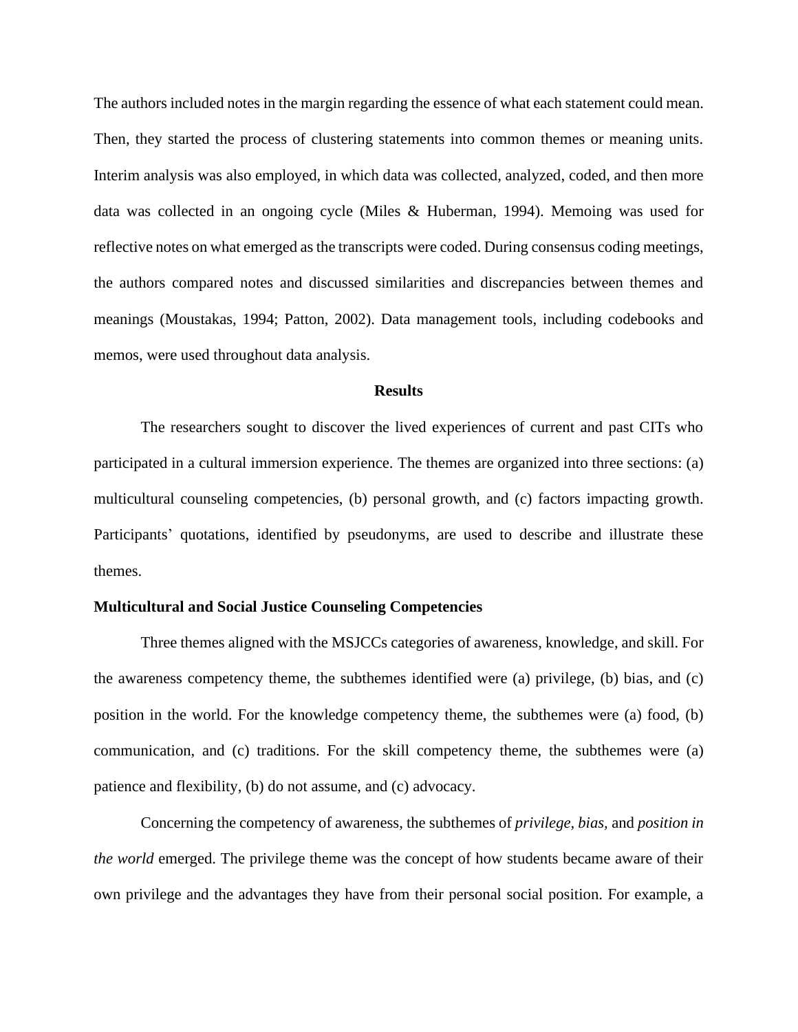The authors included notes in the margin regarding the essence of what each statement could mean. Then, they started the process of clustering statements into common themes or meaning units. Interim analysis was also employed, in which data was collected, analyzed, coded, and then more data was collected in an ongoing cycle (Miles & Huberman, 1994). Memoing was used for reflective notes on what emerged as the transcripts were coded. During consensus coding meetings, the authors compared notes and discussed similarities and discrepancies between themes and meanings (Moustakas, 1994; Patton, 2002). Data management tools, including codebooks and memos, were used throughout data analysis.

## Results

The researchers sought to discover the lived experiences of current and past CITs who participated in a cultural immersion experience. The themes are organized into three sections: (a) multicultural counseling competencies, (b) personal growth, and (c) factors impacting growth. Participants' quotations, identified by pseudonyms, are used to describe and illustrate these themes.

### Multicultural and Social Justice Counseling Competencies

Three themes aligned with the MSJCCs categories of awareness, knowledge, and skill. For the awareness competency theme, the subthemes identified were (a) privilege, (b) bias, and (c) position in the world. For the knowledge competency theme, the subthemes were (a) food, (b) communication, and (c) traditions. For the skill competency theme, the subthemes were (a) patience and flexibility, (b) do not assume, and (c) advocacy.

Concerning the competency of awareness, the subthemes of *privilege*, *bias*, and *position in the world* emerged. The privilege theme was the concept of how students became aware of their own privilege and the advantages they have from their personal social position. For example, a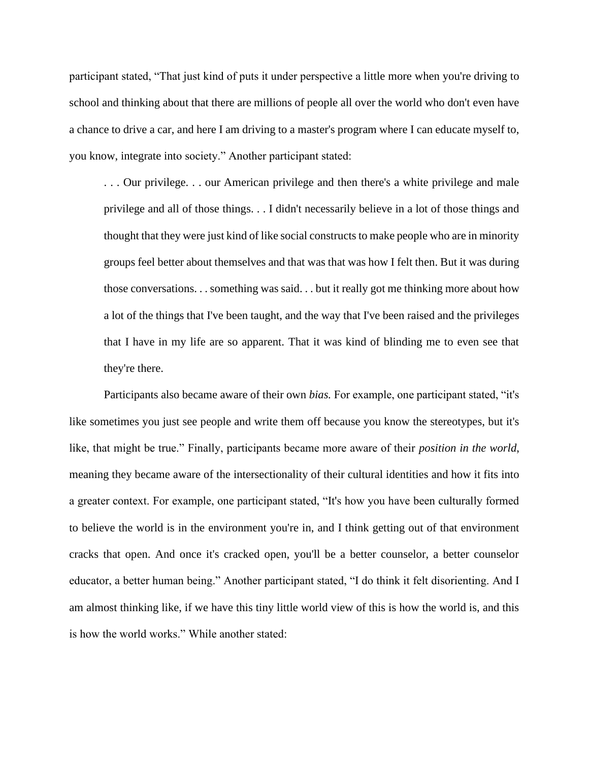participant stated, "That just kind of puts it under perspective a little more when you're driving to school and thinking about that there are millions of people all over the world who don't even have a chance to drive a car, and here I am driving to a master's program where I can educate myself to, you know, integrate into society." Another participant stated:

> . . . Our privilege. . . our American privilege and then there's a white privilege and male privilege and all of those things. . . I didn't necessarily believe in a lot of those things and thought that they were just kind of like social constructs to make people who are in minority groups feel better about themselves and that was that was how I felt then. But it was during those conversations. . . something was said. . . but it really got me thinking more about how a lot of the things that I've been taught, and the way that I've been raised and the privileges that I have in my life are so apparent. That it was kind of blinding me to even see that they're there.

Participants also became aware of their own *bias.* For example, one participant stated, "it's like sometimes you just see people and write them off because you know the stereotypes, but it's like, that might be true." Finally, participants became more aware of their *position in the world*, meaning they became aware of the intersectionality of their cultural identities and how it fits into a greater context. For example, one participant stated, "It's how you have been culturally formed to believe the world is in the environment you're in, and I think getting out of that environment cracks that open. And once it's cracked open, you'll be a better counselor, a better counselor educator, a better human being." Another participant stated, "I do think it felt disorienting. And I am almost thinking like, if we have this tiny little world view of this is how the world is, and this is how the world works." While another stated: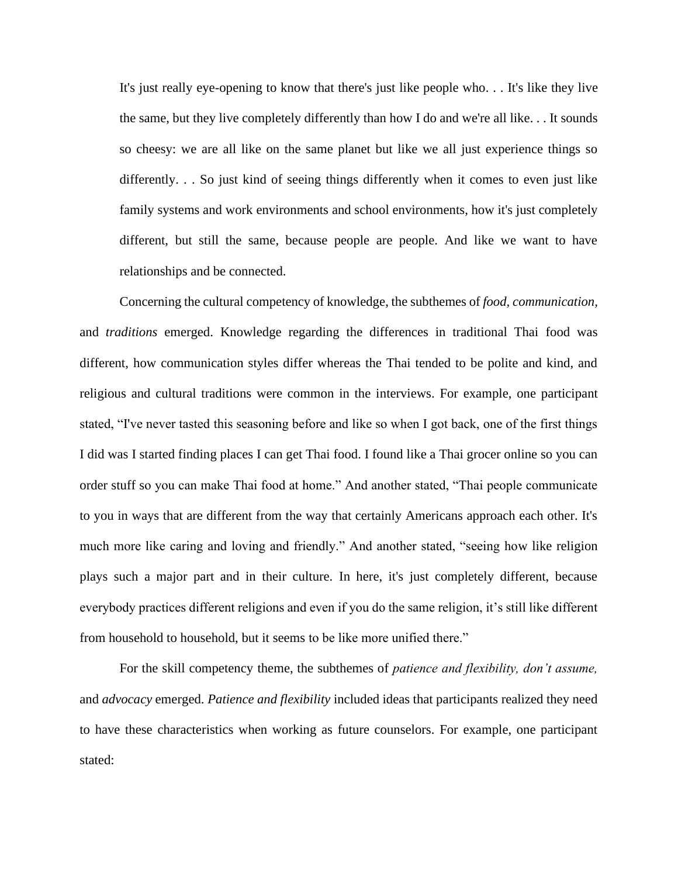> It's just really eye-opening to know that there's just like people who. . . It's like they live the same, but they live completely differently than how I do and we're all like. . . It sounds so cheesy: we are all like on the same planet but like we all just experience things so differently. . . So just kind of seeing things differently when it comes to even just like family systems and work environments and school environments, how it's just completely different, but still the same, because people are people. And like we want to have relationships and be connected.

Concerning the cultural competency of knowledge, the subthemes of *food, communication,* and *traditions* emerged. Knowledge regarding the differences in traditional Thai food was different, how communication styles differ whereas the Thai tended to be polite and kind, and religious and cultural traditions were common in the interviews. For example, one participant stated, "I've never tasted this seasoning before and like so when I got back, one of the first things I did was I started finding places I can get Thai food. I found like a Thai grocer online so you can order stuff so you can make Thai food at home." And another stated, "Thai people communicate to you in ways that are different from the way that certainly Americans approach each other. It's much more like caring and loving and friendly." And another stated, "seeing how like religion plays such a major part and in their culture. In here, it's just completely different, because everybody practices different religions and even if you do the same religion, it's still like different from household to household, but it seems to be like more unified there."

For the skill competency theme, the subthemes of *patience and flexibility, don't assume,* and *advocacy* emerged. *Patience and flexibility* included ideas that participants realized they need to have these characteristics when working as future counselors. For example, one participant stated: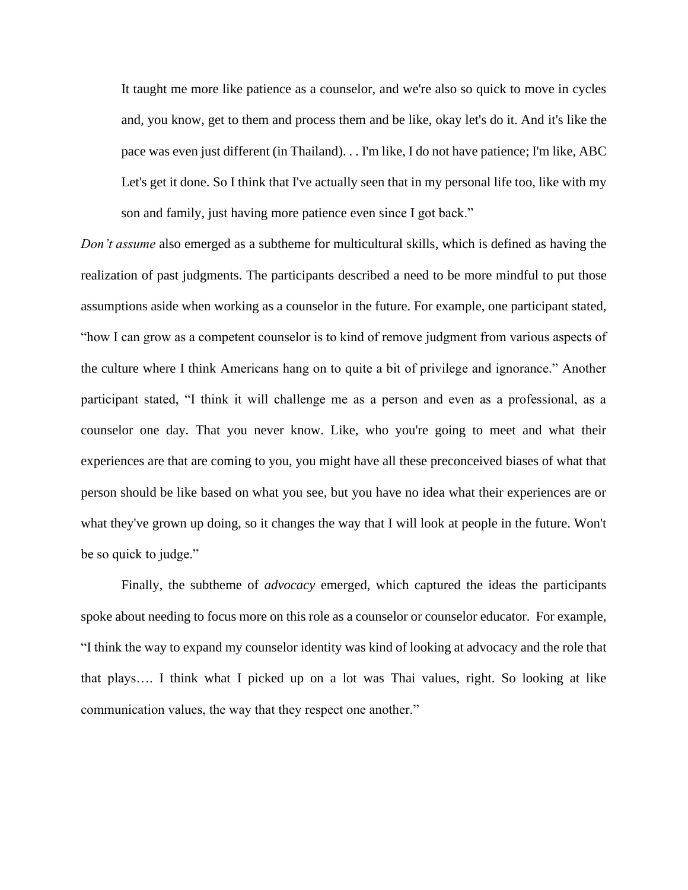> It taught me more like patience as a counselor, and we're also so quick to move in cycles and, you know, get to them and process them and be like, okay let's do it. And it's like the pace was even just different (in Thailand). . . I'm like, I do not have patience; I'm like, ABC Let's get it done. So I think that I've actually seen that in my personal life too, like with my son and family, just having more patience even since I got back."

*Don't assume* also emerged as a subtheme for multicultural skills, which is defined as having the realization of past judgments. The participants described a need to be more mindful to put those assumptions aside when working as a counselor in the future. For example, one participant stated, "how I can grow as a competent counselor is to kind of remove judgment from various aspects of the culture where I think Americans hang on to quite a bit of privilege and ignorance." Another participant stated, "I think it will challenge me as a person and even as a professional, as a counselor one day. That you never know. Like, who you're going to meet and what their experiences are that are coming to you, you might have all these preconceived biases of what that person should be like based on what you see, but you have no idea what their experiences are or what they've grown up doing, so it changes the way that I will look at people in the future. Won't be so quick to judge."

Finally, the subtheme of *advocacy* emerged, which captured the ideas the participants spoke about needing to focus more on this role as a counselor or counselor educator. For example, "I think the way to expand my counselor identity was kind of looking at advocacy and the role that that plays…. I think what I picked up on a lot was Thai values, right. So looking at like communication values, the way that they respect one another."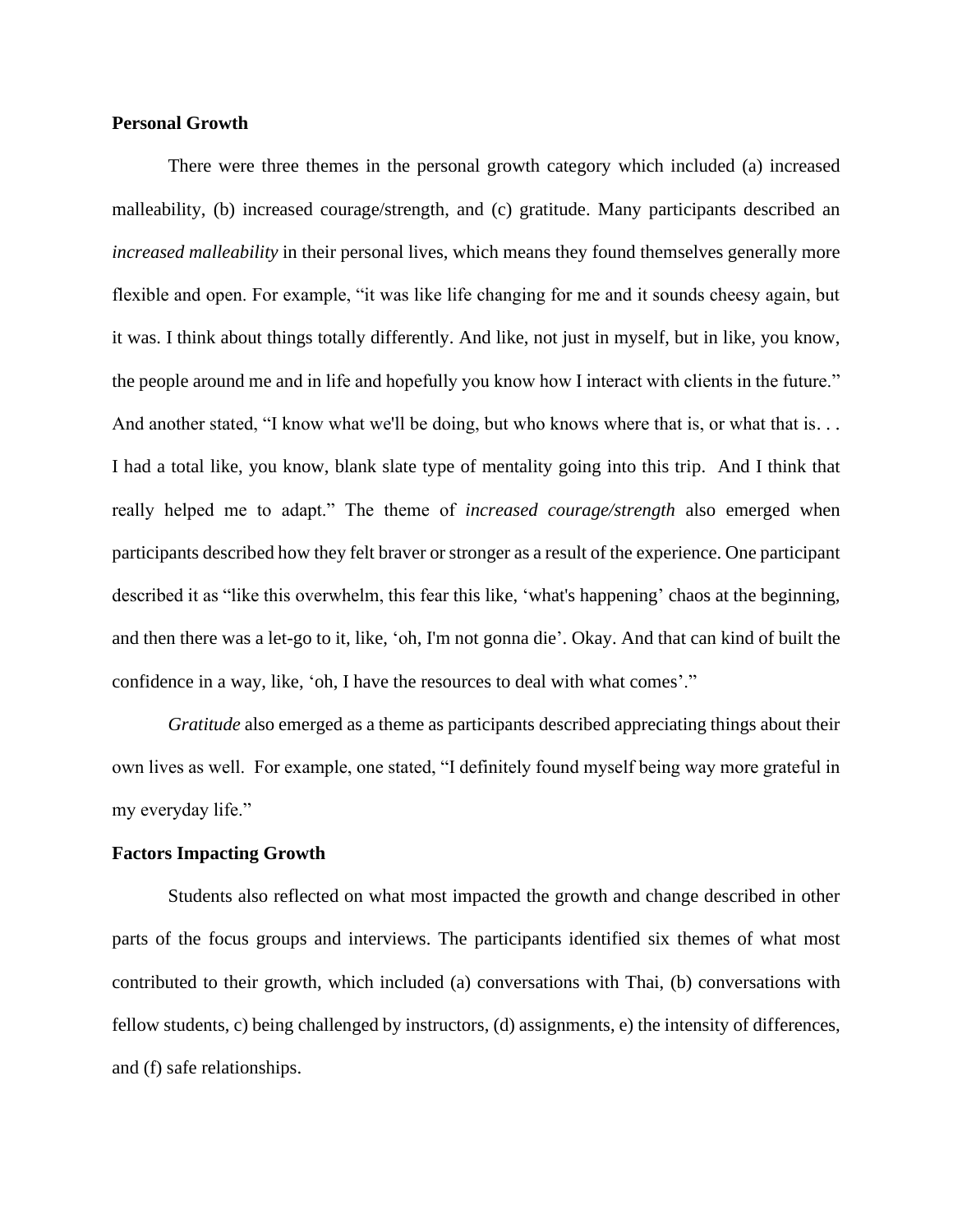**Personal Growth**

There were three themes in the personal growth category which included (a) increased malleability, (b) increased courage/strength, and (c) gratitude. Many participants described an *increased malleability* in their personal lives, which means they found themselves generally more flexible and open. For example, "it was like life changing for me and it sounds cheesy again, but it was. I think about things totally differently. And like, not just in myself, but in like, you know, the people around me and in life and hopefully you know how I interact with clients in the future." And another stated, "I know what we'll be doing, but who knows where that is, or what that is. . . I had a total like, you know, blank slate type of mentality going into this trip. And I think that really helped me to adapt." The theme of *increased courage/strength* also emerged when participants described how they felt braver or stronger as a result of the experience. One participant described it as "like this overwhelm, this fear this like, 'what's happening' chaos at the beginning, and then there was a let-go to it, like, 'oh, I'm not gonna die'. Okay. And that can kind of built the confidence in a way, like, 'oh, I have the resources to deal with what comes'."

*Gratitude* also emerged as a theme as participants described appreciating things about their own lives as well. For example, one stated, "I definitely found myself being way more grateful in my everyday life."

**Factors Impacting Growth**

Students also reflected on what most impacted the growth and change described in other parts of the focus groups and interviews. The participants identified six themes of what most contributed to their growth, which included (a) conversations with Thai, (b) conversations with fellow students, c) being challenged by instructors, (d) assignments, e) the intensity of differences, and (f) safe relationships.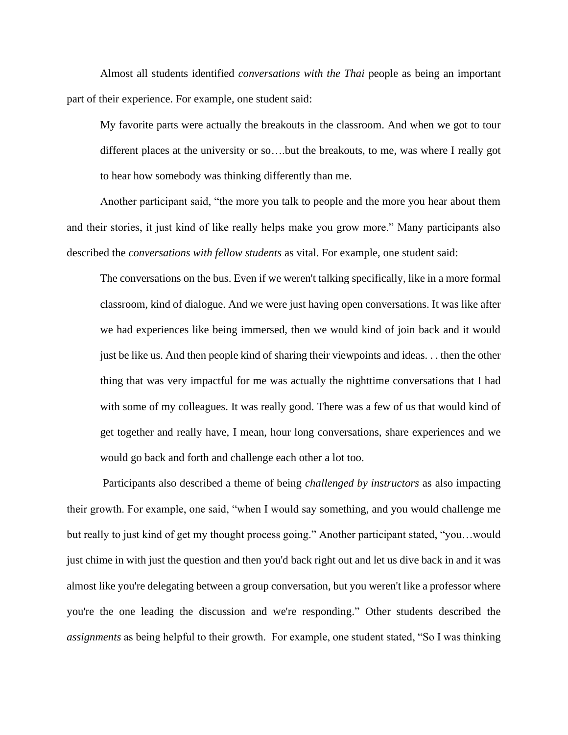Almost all students identified *conversations with the Thai* people as being an important part of their experience. For example, one student said:

> My favorite parts were actually the breakouts in the classroom. And when we got to tour different places at the university or so….but the breakouts, to me, was where I really got to hear how somebody was thinking differently than me.

Another participant said, "the more you talk to people and the more you hear about them and their stories, it just kind of like really helps make you grow more." Many participants also described the *conversations with fellow students* as vital. For example, one student said:

> The conversations on the bus. Even if we weren't talking specifically, like in a more formal classroom, kind of dialogue. And we were just having open conversations. It was like after we had experiences like being immersed, then we would kind of join back and it would just be like us. And then people kind of sharing their viewpoints and ideas. . . then the other thing that was very impactful for me was actually the nighttime conversations that I had with some of my colleagues. It was really good. There was a few of us that would kind of get together and really have, I mean, hour long conversations, share experiences and we would go back and forth and challenge each other a lot too.

Participants also described a theme of being *challenged by instructors* as also impacting their growth. For example, one said, "when I would say something, and you would challenge me but really to just kind of get my thought process going." Another participant stated, "you…would just chime in with just the question and then you'd back right out and let us dive back in and it was almost like you're delegating between a group conversation, but you weren't like a professor where you're the one leading the discussion and we're responding." Other students described the *assignments* as being helpful to their growth. For example, one student stated, "So I was thinking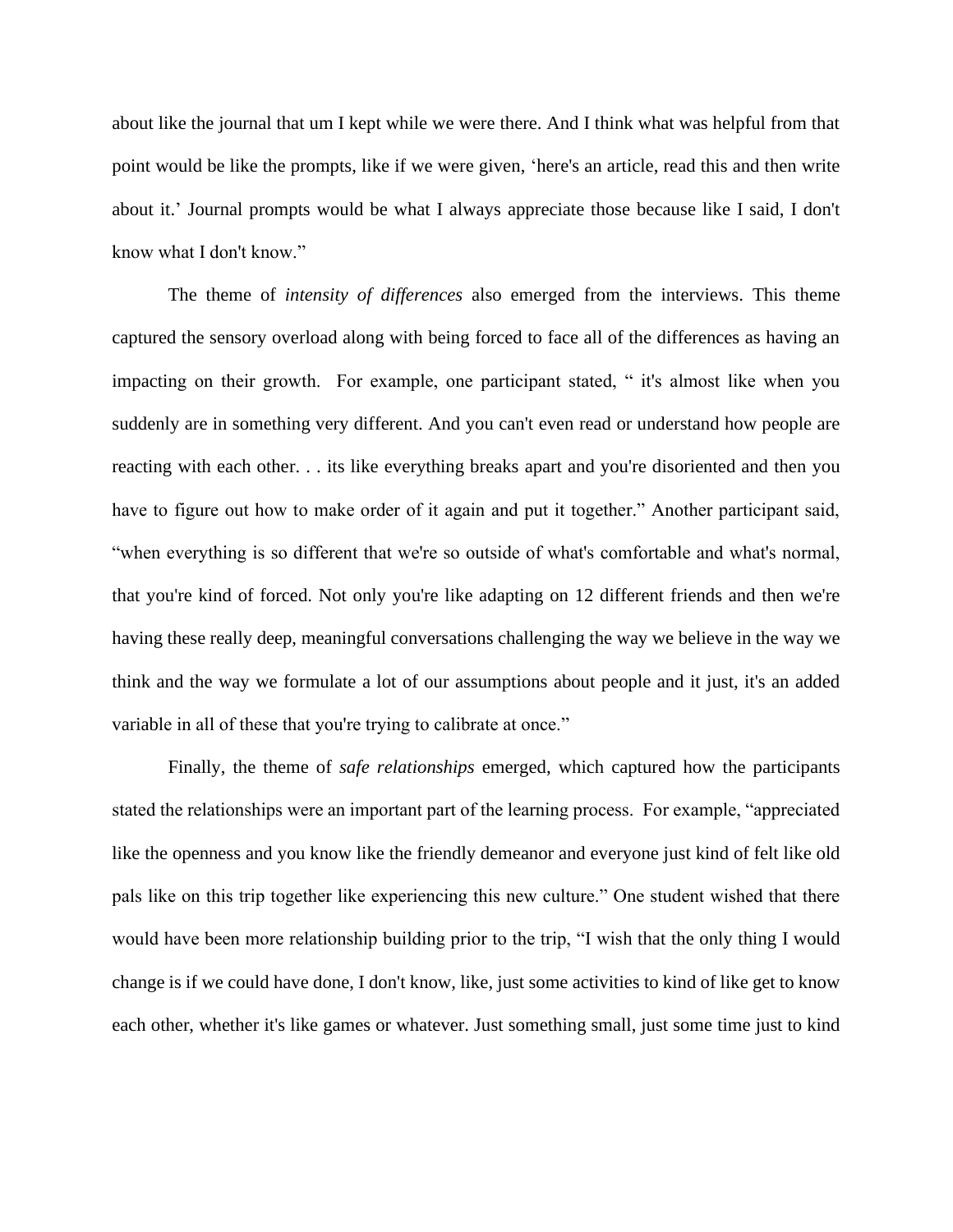about like the journal that um I kept while we were there. And I think what was helpful from that point would be like the prompts, like if we were given, 'here's an article, read this and then write about it.' Journal prompts would be what I always appreciate those because like I said, I don't know what I don't know."

The theme of *intensity of differences* also emerged from the interviews. This theme captured the sensory overload along with being forced to face all of the differences as having an impacting on their growth. For example, one participant stated, " it's almost like when you suddenly are in something very different. And you can't even read or understand how people are reacting with each other. . . its like everything breaks apart and you're disoriented and then you have to figure out how to make order of it again and put it together." Another participant said, "when everything is so different that we're so outside of what's comfortable and what's normal, that you're kind of forced. Not only you're like adapting on 12 different friends and then we're having these really deep, meaningful conversations challenging the way we believe in the way we think and the way we formulate a lot of our assumptions about people and it just, it's an added variable in all of these that you're trying to calibrate at once."

Finally, the theme of *safe relationships* emerged, which captured how the participants stated the relationships were an important part of the learning process. For example, "appreciated like the openness and you know like the friendly demeanor and everyone just kind of felt like old pals like on this trip together like experiencing this new culture." One student wished that there would have been more relationship building prior to the trip, "I wish that the only thing I would change is if we could have done, I don't know, like, just some activities to kind of like get to know each other, whether it's like games or whatever. Just something small, just some time just to kind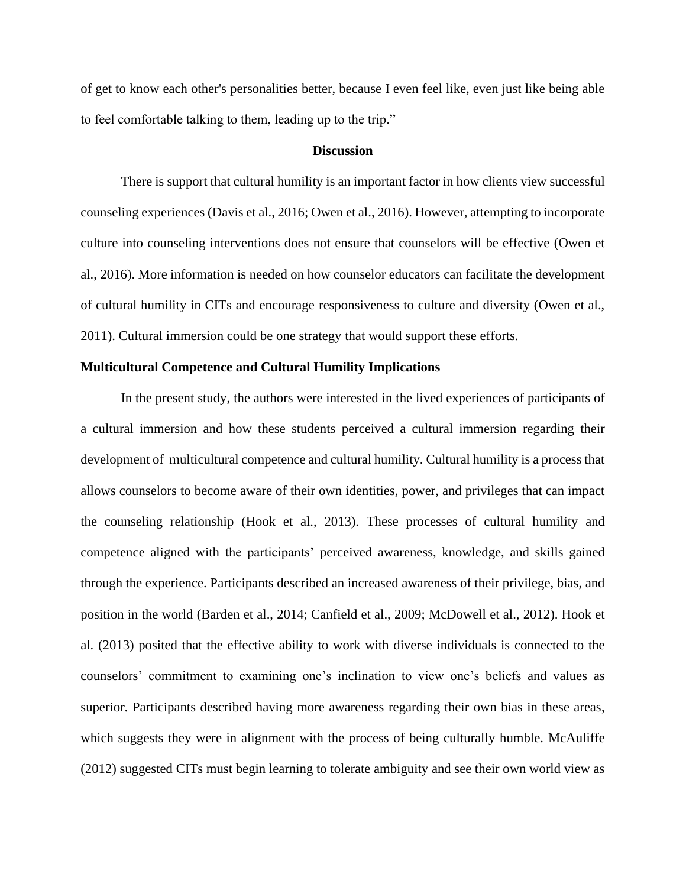of get to know each other's personalities better, because I even feel like, even just like being able to feel comfortable talking to them, leading up to the trip."

## Discussion

There is support that cultural humility is an important factor in how clients view successful counseling experiences (Davis et al., 2016; Owen et al., 2016). However, attempting to incorporate culture into counseling interventions does not ensure that counselors will be effective (Owen et al., 2016). More information is needed on how counselor educators can facilitate the development of cultural humility in CITs and encourage responsiveness to culture and diversity (Owen et al., 2011). Cultural immersion could be one strategy that would support these efforts.

### Multicultural Competence and Cultural Humility Implications

In the present study, the authors were interested in the lived experiences of participants of a cultural immersion and how these students perceived a cultural immersion regarding their development of multicultural competence and cultural humility. Cultural humility is a process that allows counselors to become aware of their own identities, power, and privileges that can impact the counseling relationship (Hook et al., 2013). These processes of cultural humility and competence aligned with the participants' perceived awareness, knowledge, and skills gained through the experience. Participants described an increased awareness of their privilege, bias, and position in the world (Barden et al., 2014; Canfield et al., 2009; McDowell et al., 2012). Hook et al. (2013) posited that the effective ability to work with diverse individuals is connected to the counselors' commitment to examining one's inclination to view one's beliefs and values as superior. Participants described having more awareness regarding their own bias in these areas, which suggests they were in alignment with the process of being culturally humble. McAuliffe (2012) suggested CITs must begin learning to tolerate ambiguity and see their own world view as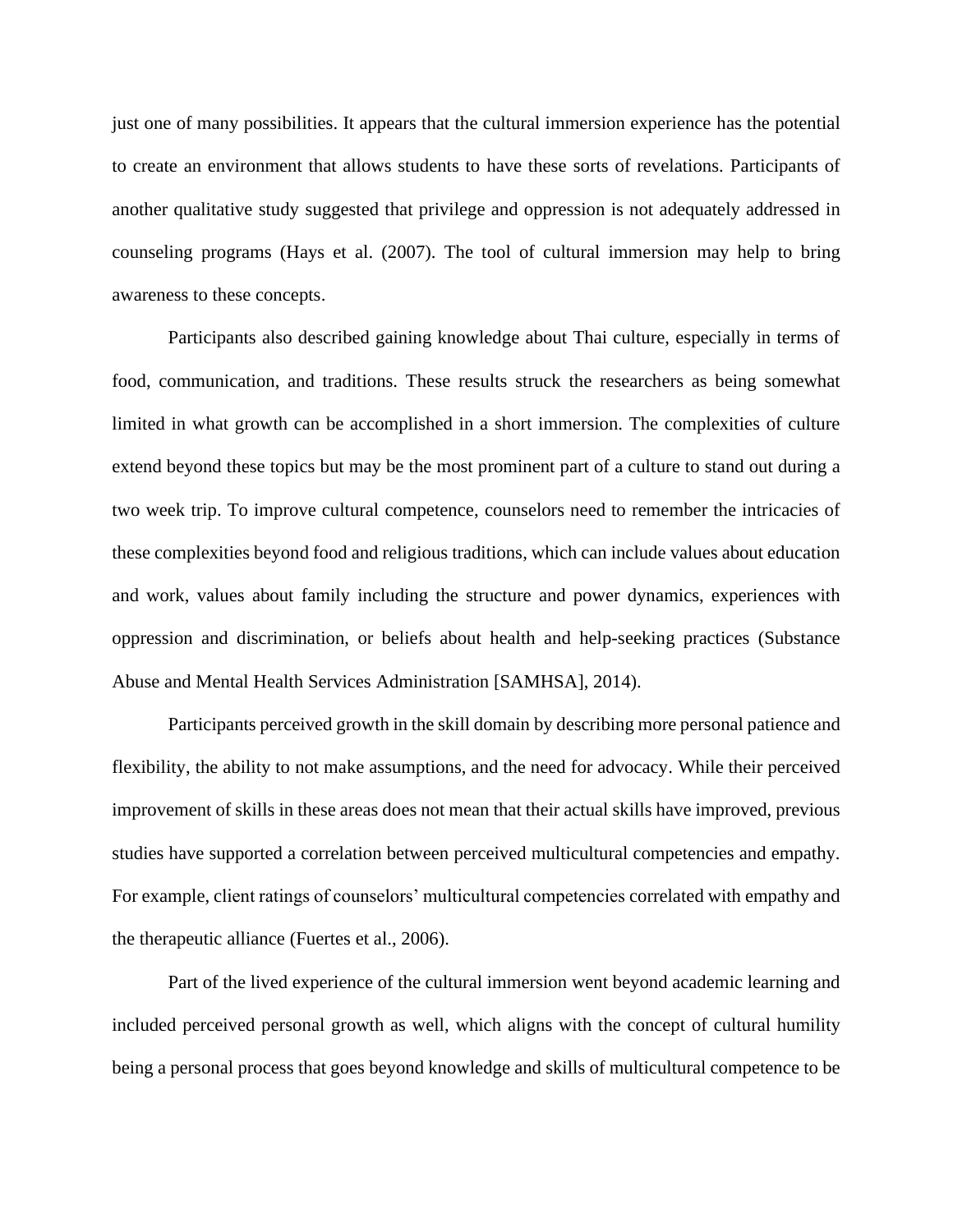just one of many possibilities. It appears that the cultural immersion experience has the potential to create an environment that allows students to have these sorts of revelations. Participants of another qualitative study suggested that privilege and oppression is not adequately addressed in counseling programs (Hays et al. (2007). The tool of cultural immersion may help to bring awareness to these concepts.

Participants also described gaining knowledge about Thai culture, especially in terms of food, communication, and traditions. These results struck the researchers as being somewhat limited in what growth can be accomplished in a short immersion. The complexities of culture extend beyond these topics but may be the most prominent part of a culture to stand out during a two week trip. To improve cultural competence, counselors need to remember the intricacies of these complexities beyond food and religious traditions, which can include values about education and work, values about family including the structure and power dynamics, experiences with oppression and discrimination, or beliefs about health and help-seeking practices (Substance Abuse and Mental Health Services Administration [SAMHSA], 2014).

Participants perceived growth in the skill domain by describing more personal patience and flexibility, the ability to not make assumptions, and the need for advocacy. While their perceived improvement of skills in these areas does not mean that their actual skills have improved, previous studies have supported a correlation between perceived multicultural competencies and empathy. For example, client ratings of counselors' multicultural competencies correlated with empathy and the therapeutic alliance (Fuertes et al., 2006).

Part of the lived experience of the cultural immersion went beyond academic learning and included perceived personal growth as well, which aligns with the concept of cultural humility being a personal process that goes beyond knowledge and skills of multicultural competence to be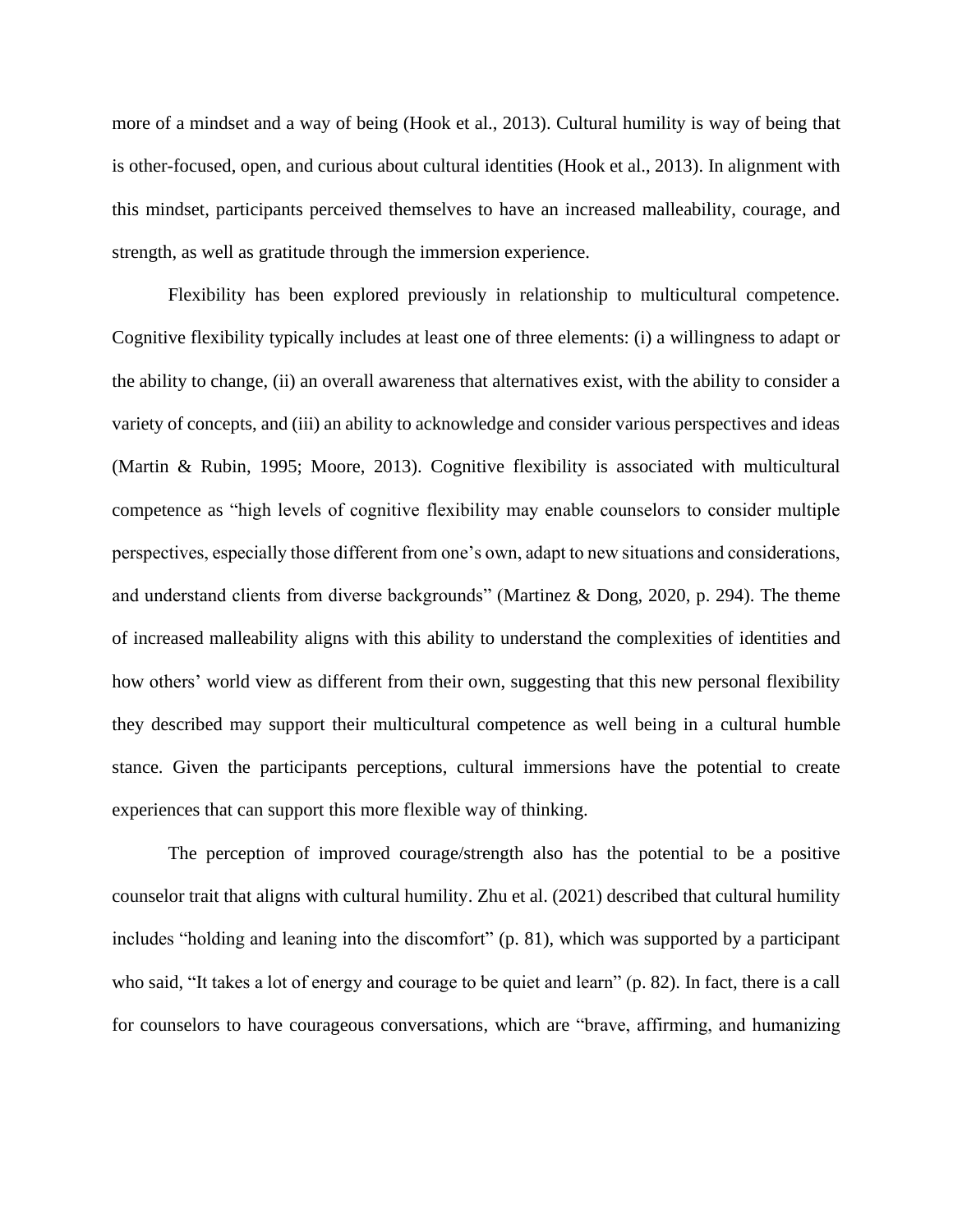more of a mindset and a way of being (Hook et al., 2013). Cultural humility is way of being that is other-focused, open, and curious about cultural identities (Hook et al., 2013). In alignment with this mindset, participants perceived themselves to have an increased malleability, courage, and strength, as well as gratitude through the immersion experience.

Flexibility has been explored previously in relationship to multicultural competence. Cognitive flexibility typically includes at least one of three elements: (i) a willingness to adapt or the ability to change, (ii) an overall awareness that alternatives exist, with the ability to consider a variety of concepts, and (iii) an ability to acknowledge and consider various perspectives and ideas (Martin & Rubin, 1995; Moore, 2013). Cognitive flexibility is associated with multicultural competence as "high levels of cognitive flexibility may enable counselors to consider multiple perspectives, especially those different from one's own, adapt to new situations and considerations, and understand clients from diverse backgrounds" (Martinez & Dong, 2020, p. 294). The theme of increased malleability aligns with this ability to understand the complexities of identities and how others' world view as different from their own, suggesting that this new personal flexibility they described may support their multicultural competence as well being in a cultural humble stance. Given the participants perceptions, cultural immersions have the potential to create experiences that can support this more flexible way of thinking.

The perception of improved courage/strength also has the potential to be a positive counselor trait that aligns with cultural humility. Zhu et al. (2021) described that cultural humility includes "holding and leaning into the discomfort" (p. 81), which was supported by a participant who said, "It takes a lot of energy and courage to be quiet and learn" (p. 82). In fact, there is a call for counselors to have courageous conversations, which are "brave, affirming, and humanizing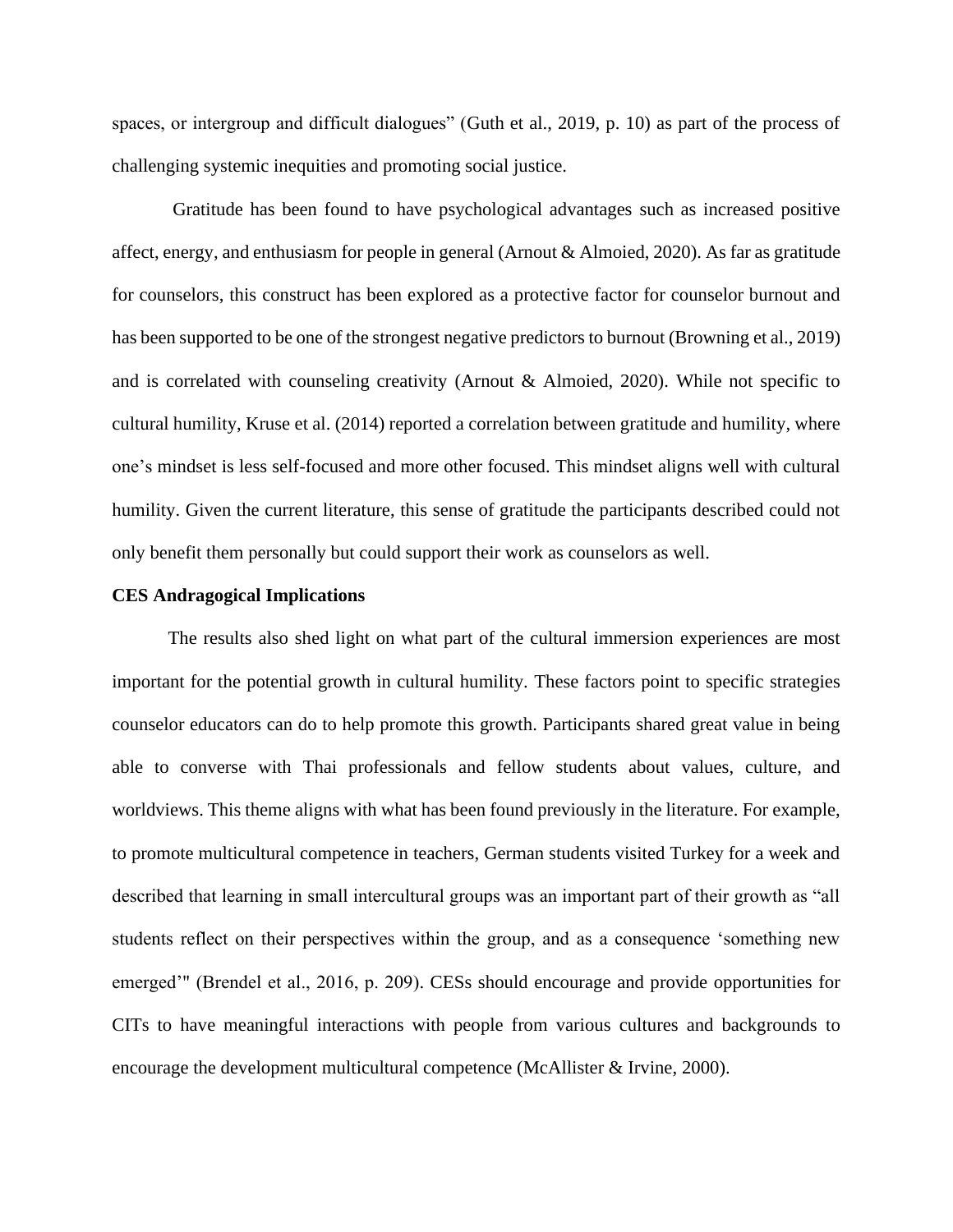spaces, or intergroup and difficult dialogues" (Guth et al., 2019, p. 10) as part of the process of challenging systemic inequities and promoting social justice.

Gratitude has been found to have psychological advantages such as increased positive affect, energy, and enthusiasm for people in general (Arnout & Almoied, 2020). As far as gratitude for counselors, this construct has been explored as a protective factor for counselor burnout and has been supported to be one of the strongest negative predictors to burnout (Browning et al., 2019) and is correlated with counseling creativity (Arnout & Almoied, 2020). While not specific to cultural humility, Kruse et al. (2014) reported a correlation between gratitude and humility, where one's mindset is less self-focused and more other focused. This mindset aligns well with cultural humility. Given the current literature, this sense of gratitude the participants described could not only benefit them personally but could support their work as counselors as well.

**CES Andragogical Implications**

The results also shed light on what part of the cultural immersion experiences are most important for the potential growth in cultural humility. These factors point to specific strategies counselor educators can do to help promote this growth. Participants shared great value in being able to converse with Thai professionals and fellow students about values, culture, and worldviews. This theme aligns with what has been found previously in the literature. For example, to promote multicultural competence in teachers, German students visited Turkey for a week and described that learning in small intercultural groups was an important part of their growth as "all students reflect on their perspectives within the group, and as a consequence 'something new emerged'" (Brendel et al., 2016, p. 209). CESs should encourage and provide opportunities for CITs to have meaningful interactions with people from various cultures and backgrounds to encourage the development multicultural competence (McAllister & Irvine, 2000).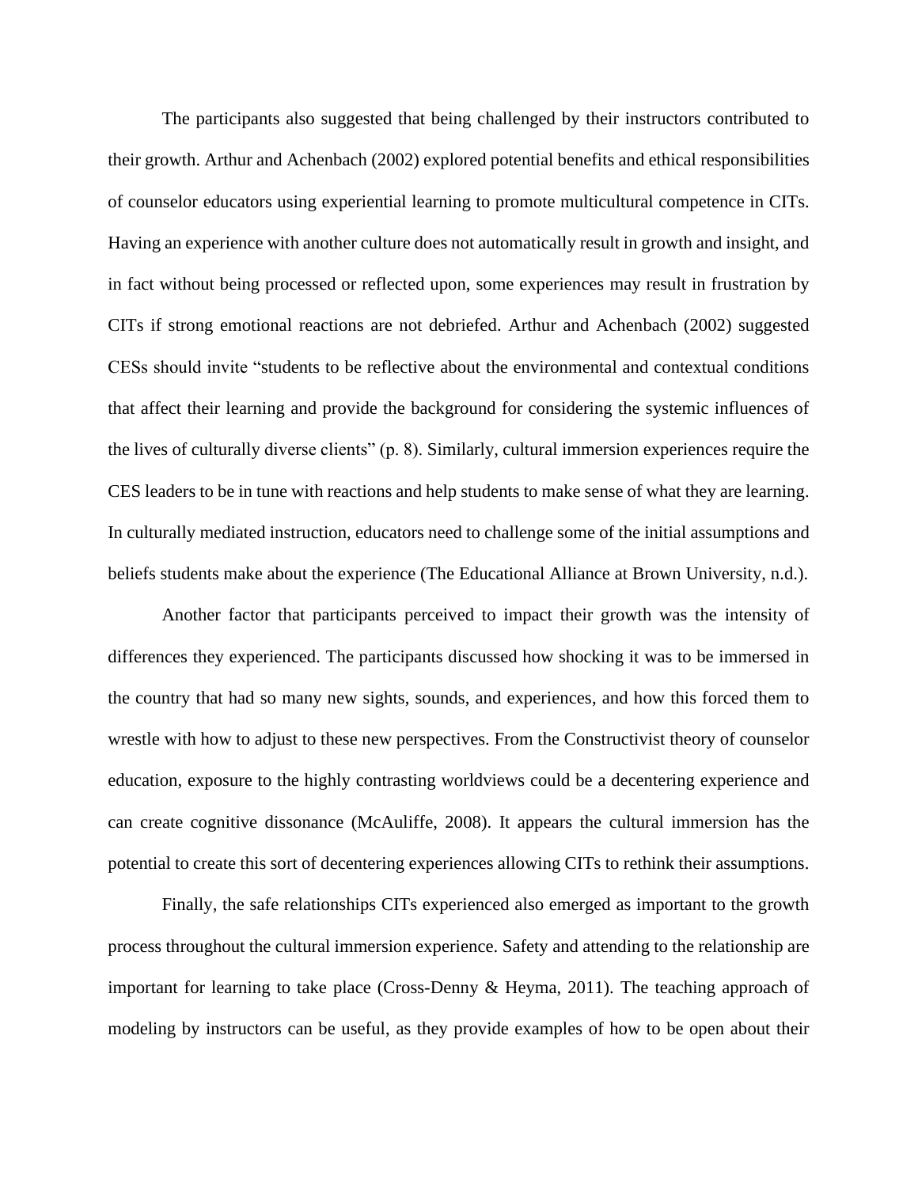The participants also suggested that being challenged by their instructors contributed to their growth. Arthur and Achenbach (2002) explored potential benefits and ethical responsibilities of counselor educators using experiential learning to promote multicultural competence in CITs. Having an experience with another culture does not automatically result in growth and insight, and in fact without being processed or reflected upon, some experiences may result in frustration by CITs if strong emotional reactions are not debriefed. Arthur and Achenbach (2002) suggested CESs should invite "students to be reflective about the environmental and contextual conditions that affect their learning and provide the background for considering the systemic influences of the lives of culturally diverse clients" (p. 8). Similarly, cultural immersion experiences require the CES leaders to be in tune with reactions and help students to make sense of what they are learning. In culturally mediated instruction, educators need to challenge some of the initial assumptions and beliefs students make about the experience (The Educational Alliance at Brown University, n.d.).

Another factor that participants perceived to impact their growth was the intensity of differences they experienced. The participants discussed how shocking it was to be immersed in the country that had so many new sights, sounds, and experiences, and how this forced them to wrestle with how to adjust to these new perspectives. From the Constructivist theory of counselor education, exposure to the highly contrasting worldviews could be a decentering experience and can create cognitive dissonance (McAuliffe, 2008). It appears the cultural immersion has the potential to create this sort of decentering experiences allowing CITs to rethink their assumptions.

Finally, the safe relationships CITs experienced also emerged as important to the growth process throughout the cultural immersion experience. Safety and attending to the relationship are important for learning to take place (Cross-Denny & Heyma, 2011). The teaching approach of modeling by instructors can be useful, as they provide examples of how to be open about their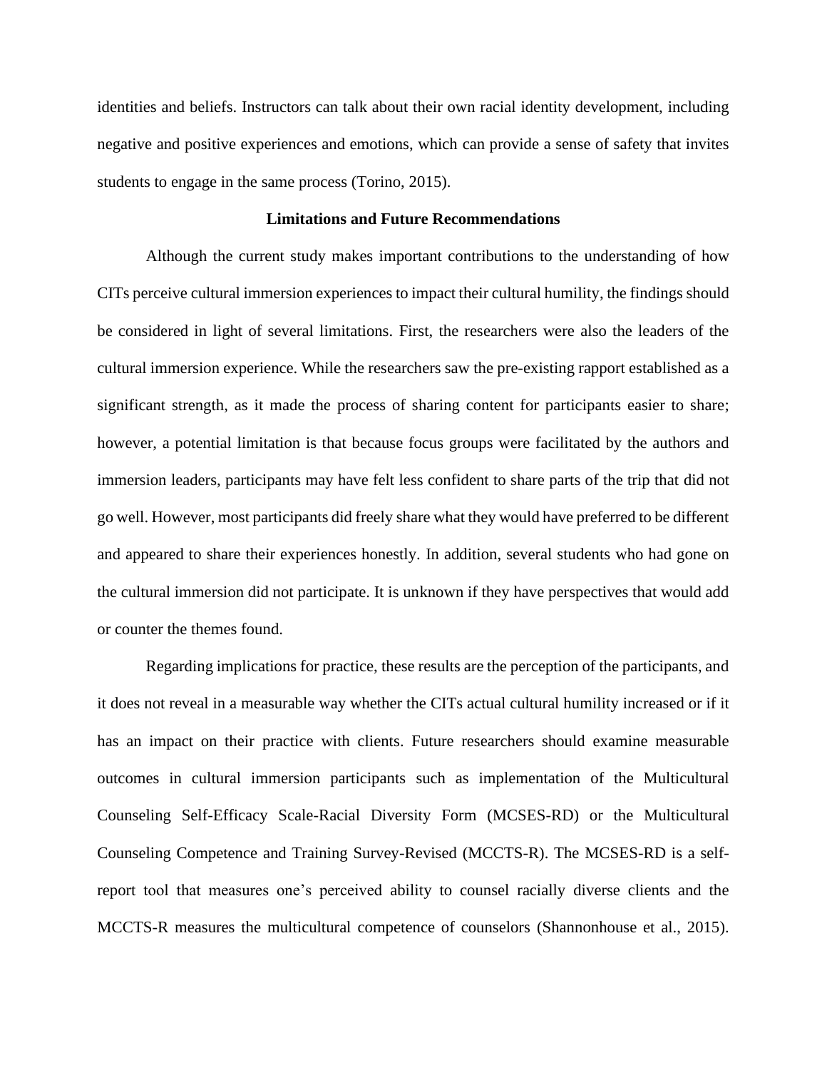identities and beliefs. Instructors can talk about their own racial identity development, including negative and positive experiences and emotions, which can provide a sense of safety that invites students to engage in the same process (Torino, 2015).

## Limitations and Future Recommendations

Although the current study makes important contributions to the understanding of how CITs perceive cultural immersion experiences to impact their cultural humility, the findings should be considered in light of several limitations. First, the researchers were also the leaders of the cultural immersion experience. While the researchers saw the pre-existing rapport established as a significant strength, as it made the process of sharing content for participants easier to share; however, a potential limitation is that because focus groups were facilitated by the authors and immersion leaders, participants may have felt less confident to share parts of the trip that did not go well. However, most participants did freely share what they would have preferred to be different and appeared to share their experiences honestly. In addition, several students who had gone on the cultural immersion did not participate. It is unknown if they have perspectives that would add or counter the themes found.

Regarding implications for practice, these results are the perception of the participants, and it does not reveal in a measurable way whether the CITs actual cultural humility increased or if it has an impact on their practice with clients. Future researchers should examine measurable outcomes in cultural immersion participants such as implementation of the Multicultural Counseling Self-Efficacy Scale-Racial Diversity Form (MCSES-RD) or the Multicultural Counseling Competence and Training Survey-Revised (MCCTS-R). The MCSES-RD is a self-report tool that measures one's perceived ability to counsel racially diverse clients and the MCCTS-R measures the multicultural competence of counselors (Shannonhouse et al., 2015).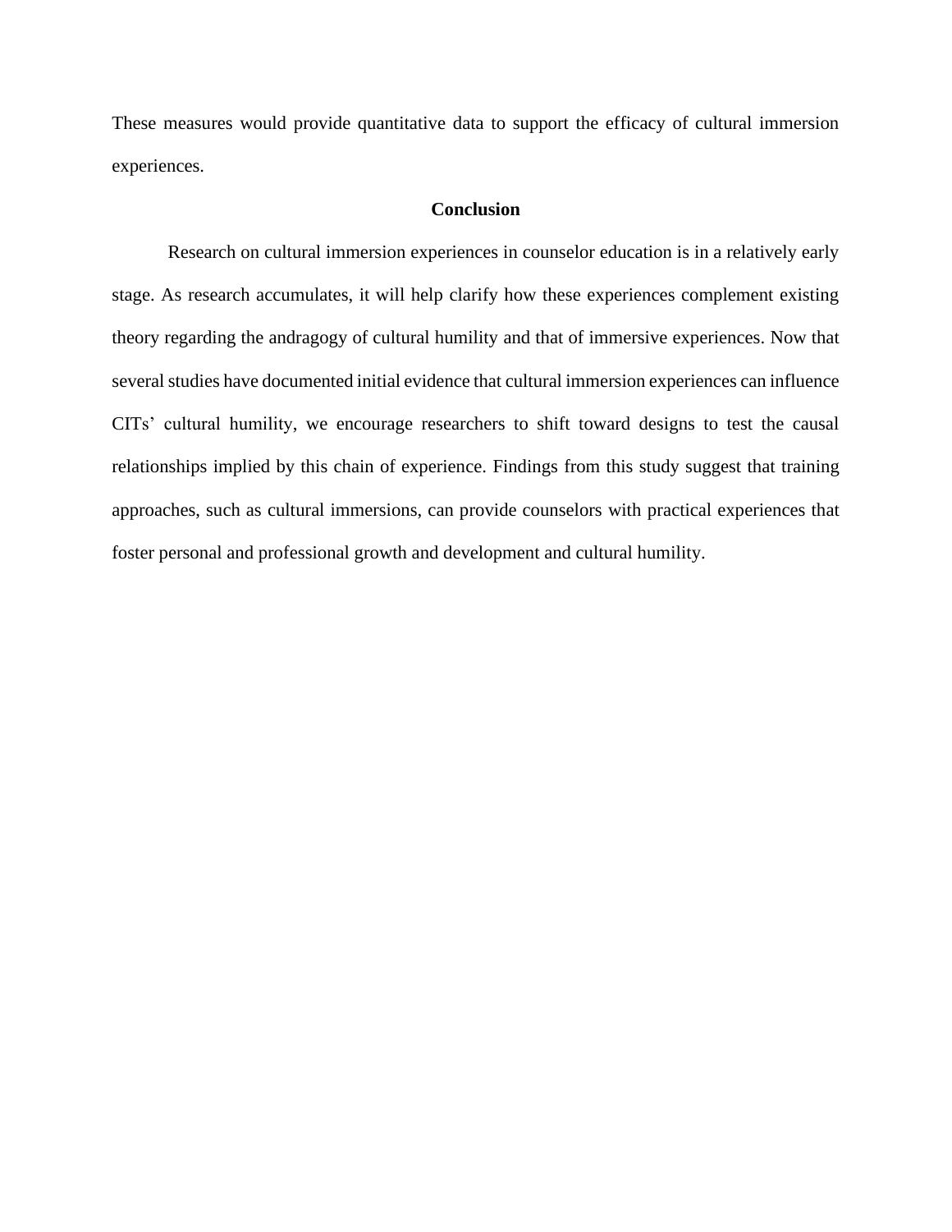These measures would provide quantitative data to support the efficacy of cultural immersion experiences.

## Conclusion

Research on cultural immersion experiences in counselor education is in a relatively early stage. As research accumulates, it will help clarify how these experiences complement existing theory regarding the andragogy of cultural humility and that of immersive experiences. Now that several studies have documented initial evidence that cultural immersion experiences can influence CITs' cultural humility, we encourage researchers to shift toward designs to test the causal relationships implied by this chain of experience. Findings from this study suggest that training approaches, such as cultural immersions, can provide counselors with practical experiences that foster personal and professional growth and development and cultural humility.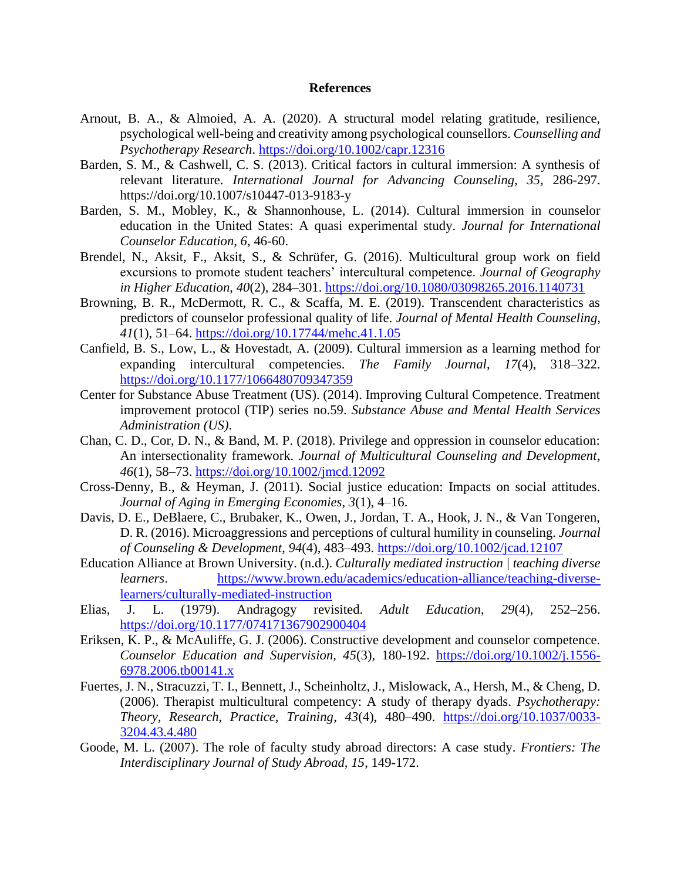**References**

Arnout, B. A., & Almoied, A. A. (2020). A structural model relating gratitude, resilience, psychological well-being and creativity among psychological counsellors. *Counselling and Psychotherapy Research*. https://doi.org/10.1002/capr.12316

Barden, S. M., & Cashwell, C. S. (2013). Critical factors in cultural immersion: A synthesis of relevant literature. *International Journal for Advancing Counseling, 35,* 286-297. https://doi.org/10.1007/s10447-013-9183-y

Barden, S. M., Mobley, K., & Shannonhouse, L. (2014). Cultural immersion in counselor education in the United States: A quasi experimental study. *Journal for International Counselor Education, 6,* 46-60.

Brendel, N., Aksit, F., Aksit, S., & Schrüfer, G. (2016). Multicultural group work on field excursions to promote student teachers' intercultural competence. *Journal of Geography in Higher Education*, *40*(2), 284–301. https://doi.org/10.1080/03098265.2016.1140731

Browning, B. R., McDermott, R. C., & Scaffa, M. E. (2019). Transcendent characteristics as predictors of counselor professional quality of life. *Journal of Mental Health Counseling*, *41*(1), 51–64. https://doi.org/10.17744/mehc.41.1.05

Canfield, B. S., Low, L., & Hovestadt, A. (2009). Cultural immersion as a learning method for expanding intercultural competencies. *The Family Journal*, *17*(4), 318–322. https://doi.org/10.1177/1066480709347359

Center for Substance Abuse Treatment (US). (2014). Improving Cultural Competence. Treatment improvement protocol (TIP) series no.59. *Substance Abuse and Mental Health Services Administration (US)*.

Chan, C. D., Cor, D. N., & Band, M. P. (2018). Privilege and oppression in counselor education: An intersectionality framework. *Journal of Multicultural Counseling and Development*, *46*(1), 58–73. https://doi.org/10.1002/jmcd.12092

Cross-Denny, B., & Heyman, J. (2011). Social justice education: Impacts on social attitudes. *Journal of Aging in Emerging Economies*, *3*(1), 4–16.

Davis, D. E., DeBlaere, C., Brubaker, K., Owen, J., Jordan, T. A., Hook, J. N., & Van Tongeren, D. R. (2016). Microaggressions and perceptions of cultural humility in counseling. *Journal of Counseling & Development*, *94*(4), 483–493. https://doi.org/10.1002/jcad.12107

Education Alliance at Brown University. (n.d.). *Culturally mediated instruction | teaching diverse learners*. https://www.brown.edu/academics/education-alliance/teaching-diverse-learners/culturally-mediated-instruction

Elias, J. L. (1979). Andragogy revisited. *Adult Education*, *29*(4), 252–256. https://doi.org/10.1177/074171367902900404

Eriksen, K. P., & McAuliffe, G. J. (2006). Constructive development and counselor competence. *Counselor Education and Supervision, 45*(3), 180-192. https://doi.org/10.1002/j.1556-6978.2006.tb00141.x

Fuertes, J. N., Stracuzzi, T. I., Bennett, J., Scheinholtz, J., Mislowack, A., Hersh, M., & Cheng, D. (2006). Therapist multicultural competency: A study of therapy dyads. *Psychotherapy: Theory, Research, Practice, Training*, *43*(4), 480–490. https://doi.org/10.1037/0033-3204.43.4.480

Goode, M. L. (2007). The role of faculty study abroad directors: A case study. *Frontiers: The Interdisciplinary Journal of Study Abroad, 15,* 149-172.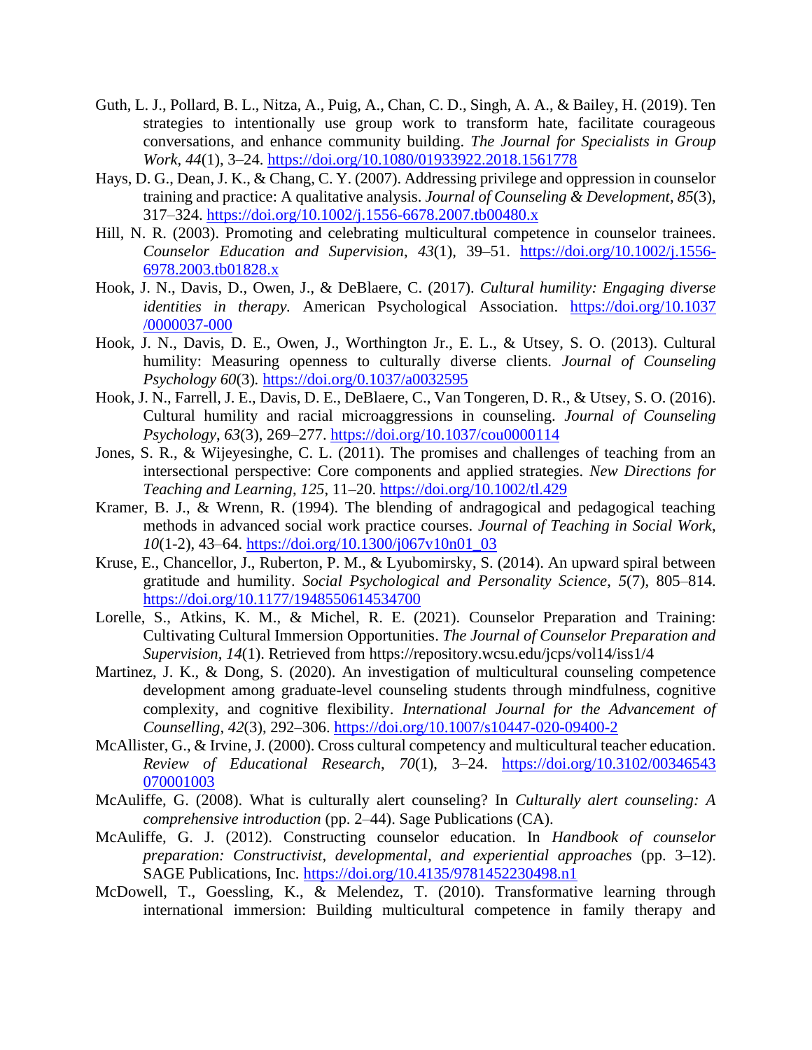Guth, L. J., Pollard, B. L., Nitza, A., Puig, A., Chan, C. D., Singh, A. A., & Bailey, H. (2019). Ten strategies to intentionally use group work to transform hate, facilitate courageous conversations, and enhance community building. *The Journal for Specialists in Group Work*, *44*(1), 3–24. https://doi.org/10.1080/01933922.2018.1561778

Hays, D. G., Dean, J. K., & Chang, C. Y. (2007). Addressing privilege and oppression in counselor training and practice: A qualitative analysis. *Journal of Counseling & Development*, *85*(3), 317–324. https://doi.org/10.1002/j.1556-6678.2007.tb00480.x

Hill, N. R. (2003). Promoting and celebrating multicultural competence in counselor trainees. *Counselor Education and Supervision*, *43*(1), 39–51. https://doi.org/10.1002/j.1556-6978.2003.tb01828.x

Hook, J. N., Davis, D., Owen, J., & DeBlaere, C. (2017). *Cultural humility: Engaging diverse identities in therapy.* American Psychological Association. https://doi.org/10.1037/0000037-000

Hook, J. N., Davis, D. E., Owen, J., Worthington Jr., E. L., & Utsey, S. O. (2013). Cultural humility: Measuring openness to culturally diverse clients. *Journal of Counseling Psychology 60*(3). https://doi.org/0.1037/a0032595

Hook, J. N., Farrell, J. E., Davis, D. E., DeBlaere, C., Van Tongeren, D. R., & Utsey, S. O. (2016). Cultural humility and racial microaggressions in counseling. *Journal of Counseling Psychology*, *63*(3), 269–277. https://doi.org/10.1037/cou0000114

Jones, S. R., & Wijeyesinghe, C. L. (2011). The promises and challenges of teaching from an intersectional perspective: Core components and applied strategies. *New Directions for Teaching and Learning*, *125*, 11–20. https://doi.org/10.1002/tl.429

Kramer, B. J., & Wrenn, R. (1994). The blending of andragogical and pedagogical teaching methods in advanced social work practice courses. *Journal of Teaching in Social Work*, *10*(1-2), 43–64. https://doi.org/10.1300/j067v10n01_03

Kruse, E., Chancellor, J., Ruberton, P. M., & Lyubomirsky, S. (2014). An upward spiral between gratitude and humility. *Social Psychological and Personality Science*, *5*(7), 805–814. https://doi.org/10.1177/1948550614534700

Lorelle, S., Atkins, K. M., & Michel, R. E. (2021). Counselor Preparation and Training: Cultivating Cultural Immersion Opportunities. *The Journal of Counselor Preparation and Supervision, 14*(1). Retrieved from https://repository.wcsu.edu/jcps/vol14/iss1/4

Martinez, J. K., & Dong, S. (2020). An investigation of multicultural counseling competence development among graduate-level counseling students through mindfulness, cognitive complexity, and cognitive flexibility. *International Journal for the Advancement of Counselling*, *42*(3), 292–306. https://doi.org/10.1007/s10447-020-09400-2

McAllister, G., & Irvine, J. (2000). Cross cultural competency and multicultural teacher education. *Review of Educational Research*, *70*(1), 3–24. https://doi.org/10.3102/00346543070001003

McAuliffe, G. (2008). What is culturally alert counseling? In *Culturally alert counseling: A comprehensive introduction* (pp. 2–44). Sage Publications (CA).

McAuliffe, G. J. (2012). Constructing counselor education. In *Handbook of counselor preparation: Constructivist, developmental, and experiential approaches* (pp. 3–12). SAGE Publications, Inc. https://doi.org/10.4135/9781452230498.n1

McDowell, T., Goessling, K., & Melendez, T. (2010). Transformative learning through international immersion: Building multicultural competence in family therapy and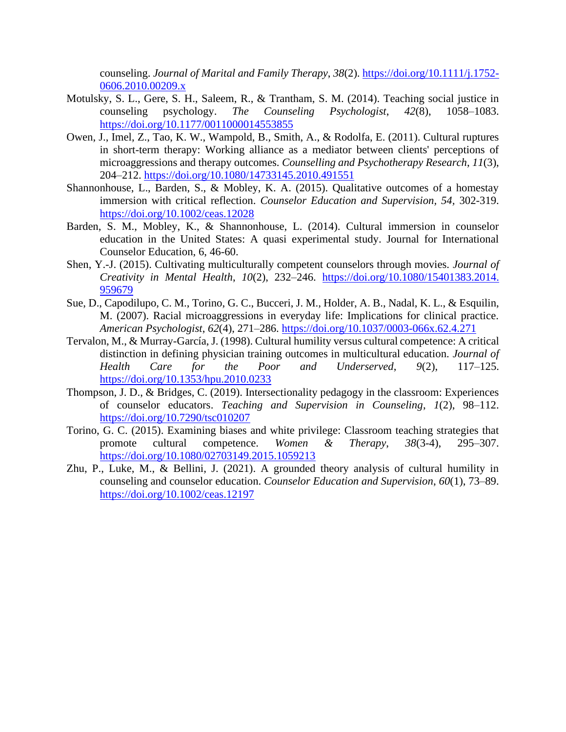counseling. *Journal of Marital and Family Therapy*, *38*(2). https://doi.org/10.1111/j.1752-0606.2010.00209.x

Motulsky, S. L., Gere, S. H., Saleem, R., & Trantham, S. M. (2014). Teaching social justice in counseling psychology. *The Counseling Psychologist*, *42*(8), 1058–1083. https://doi.org/10.1177/0011000014553855

Owen, J., Imel, Z., Tao, K. W., Wampold, B., Smith, A., & Rodolfa, E. (2011). Cultural ruptures in short-term therapy: Working alliance as a mediator between clients' perceptions of microaggressions and therapy outcomes. *Counselling and Psychotherapy Research*, *11*(3), 204–212. https://doi.org/10.1080/14733145.2010.491551

Shannonhouse, L., Barden, S., & Mobley, K. A. (2015). Qualitative outcomes of a homestay immersion with critical reflection. *Counselor Education and Supervision, 54,* 302-319. https://doi.org/10.1002/ceas.12028

Barden, S. M., Mobley, K., & Shannonhouse, L. (2014). Cultural immersion in counselor education in the United States: A quasi experimental study. Journal for International Counselor Education, 6, 46-60.

Shen, Y.-J. (2015). Cultivating multiculturally competent counselors through movies. *Journal of Creativity in Mental Health*, *10*(2), 232–246. https://doi.org/10.1080/15401383.2014.959679

Sue, D., Capodilupo, C. M., Torino, G. C., Bucceri, J. M., Holder, A. B., Nadal, K. L., & Esquilin, M. (2007). Racial microaggressions in everyday life: Implications for clinical practice. *American Psychologist*, *62*(4), 271–286. https://doi.org/10.1037/0003-066x.62.4.271

Tervalon, M., & Murray-García, J. (1998). Cultural humility versus cultural competence: A critical distinction in defining physician training outcomes in multicultural education. *Journal of Health Care for the Poor and Underserved*, *9*(2), 117–125. https://doi.org/10.1353/hpu.2010.0233

Thompson, J. D., & Bridges, C. (2019). Intersectionality pedagogy in the classroom: Experiences of counselor educators. *Teaching and Supervision in Counseling*, *1*(2), 98–112. https://doi.org/10.7290/tsc010207

Torino, G. C. (2015). Examining biases and white privilege: Classroom teaching strategies that promote cultural competence. *Women & Therapy*, *38*(3-4), 295–307. https://doi.org/10.1080/02703149.2015.1059213

Zhu, P., Luke, M., & Bellini, J. (2021). A grounded theory analysis of cultural humility in counseling and counselor education. *Counselor Education and Supervision*, *60*(1), 73–89. https://doi.org/10.1002/ceas.12197